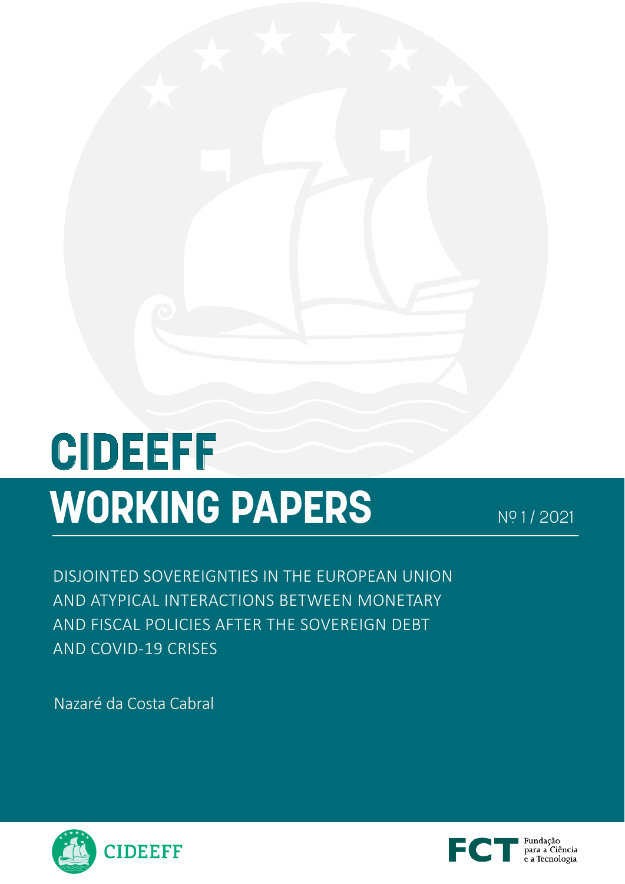# CIDEEFF WORKING PAPERS

Nº 1 / 2021

## DISJOINTED SOVEREIGNTIES IN THE EUROPEAN UNION AND ATYPICAL INTERACTIONS BETWEEN MONETARY AND FISCAL POLICIES AFTER THE SOVEREIGN DEBT AND COVID-19 CRISES

Nazaré da Costa Cabral

CIDEEFF

FCT Fundação para a Ciência e a Tecnologia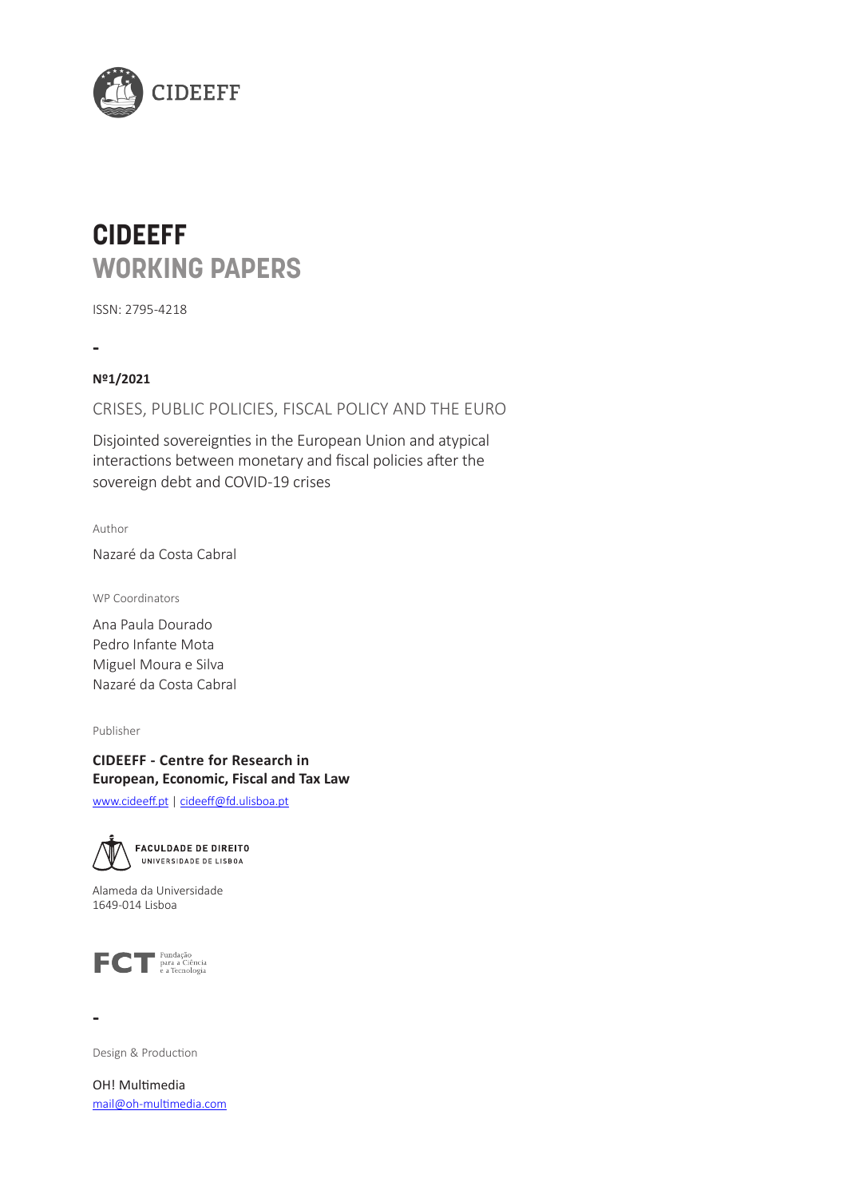CIDEEFF

# CIDEEFF
# WORKING PAPERS

ISSN: 2795-4218

-

**Nº1/2021**

CRISES, PUBLIC POLICIES, FISCAL POLICY AND THE EURO

Disjointed sovereignties in the European Union and atypical interactions between monetary and fiscal policies after the sovereign debt and COVID-19 crises

Author

Nazaré da Costa Cabral

WP Coordinators

Ana Paula Dourado
Pedro Infante Mota
Miguel Moura e Silva
Nazaré da Costa Cabral

Publisher

**CIDEEFF - Centre for Research in European, Economic, Fiscal and Tax Law**

www.cideeff.pt | cideeff@fd.ulisboa.pt

FACULDADE DE DIREITO
UNIVERSIDADE DE LISBOA

Alameda da Universidade
1649-014 Lisboa

FCT Fundação para a Ciência e a Tecnologia

-

Design & Production

OH! Multimedia
mail@oh-multimedia.com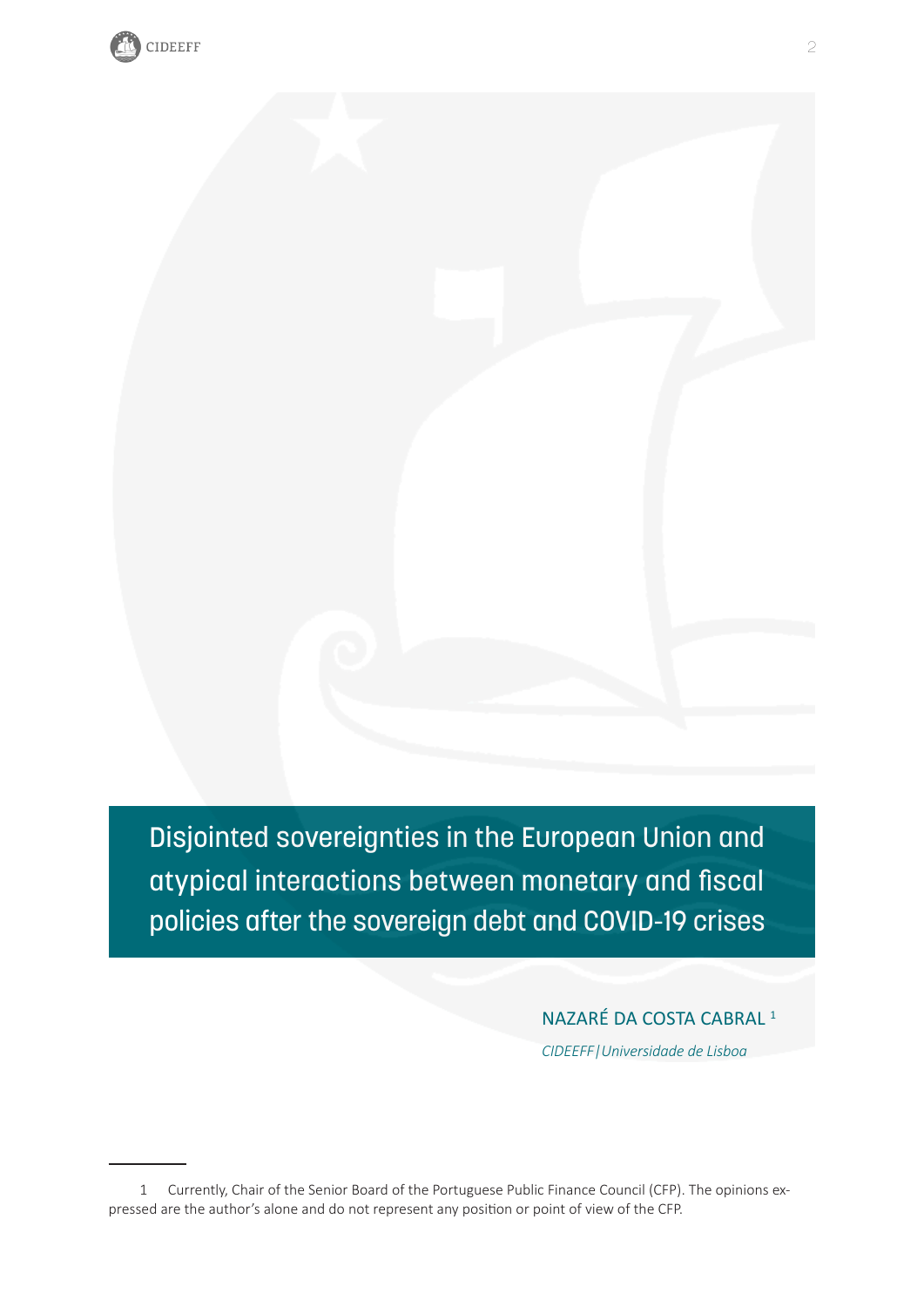# Disjointed sovereignties in the European Union and atypical interactions between monetary and fiscal policies after the sovereign debt and COVID-19 crises

NAZARÉ DA COSTA CABRAL [1]

*CIDEEFF | Universidade de Lisboa*

---

1 Currently, Chair of the Senior Board of the Portuguese Public Finance Council (CFP). The opinions expressed are the author's alone and do not represent any position or point of view of the CFP.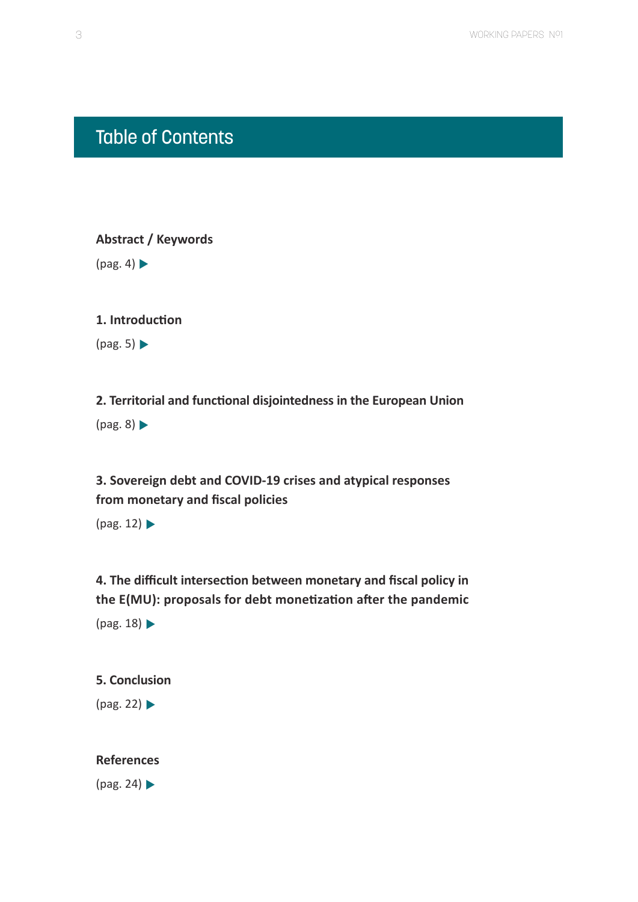# Table of Contents

**Abstract / Keywords**

(pag. 4) ▶

**1. Introduction**

(pag. 5) ▶

**2. Territorial and functional disjointedness in the European Union**

(pag. 8) ▶

**3. Sovereign debt and COVID-19 crises and atypical responses from monetary and fiscal policies**

(pag. 12) ▶

**4. The difficult intersection between monetary and fiscal policy in the E(MU): proposals for debt monetization after the pandemic**

(pag. 18) ▶

**5. Conclusion**

(pag. 22) ▶

**References**

(pag. 24) ▶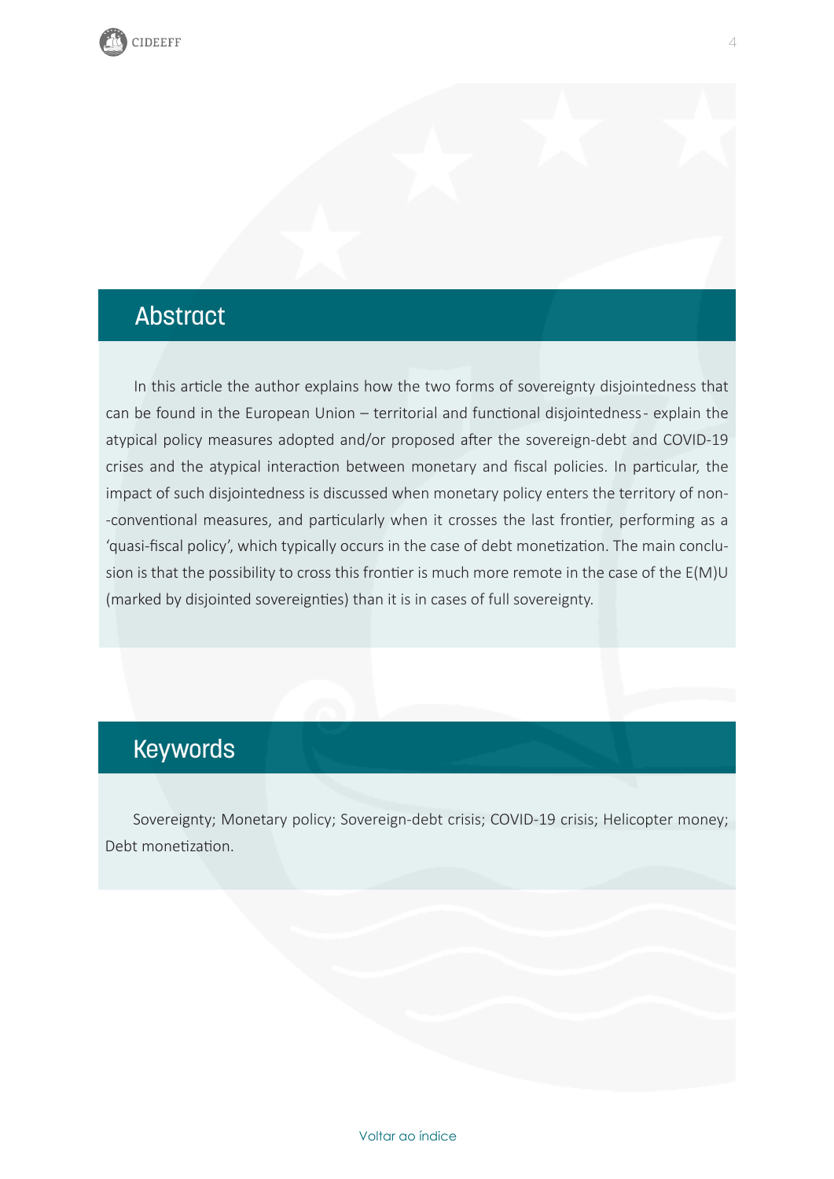## Abstract

In this article the author explains how the two forms of sovereignty disjointedness that can be found in the European Union – territorial and functional disjointedness - explain the atypical policy measures adopted and/or proposed after the sovereign-debt and COVID-19 crises and the atypical interaction between monetary and fiscal policies. In particular, the impact of such disjointedness is discussed when monetary policy enters the territory of non-conventional measures, and particularly when it crosses the last frontier, performing as a 'quasi-fiscal policy', which typically occurs in the case of debt monetization. The main conclusion is that the possibility to cross this frontier is much more remote in the case of the E(M)U (marked by disjointed sovereignties) than it is in cases of full sovereignty.

## Keywords

Sovereignty; Monetary policy; Sovereign-debt crisis; COVID-19 crisis; Helicopter money; Debt monetization.

Voltar ao índice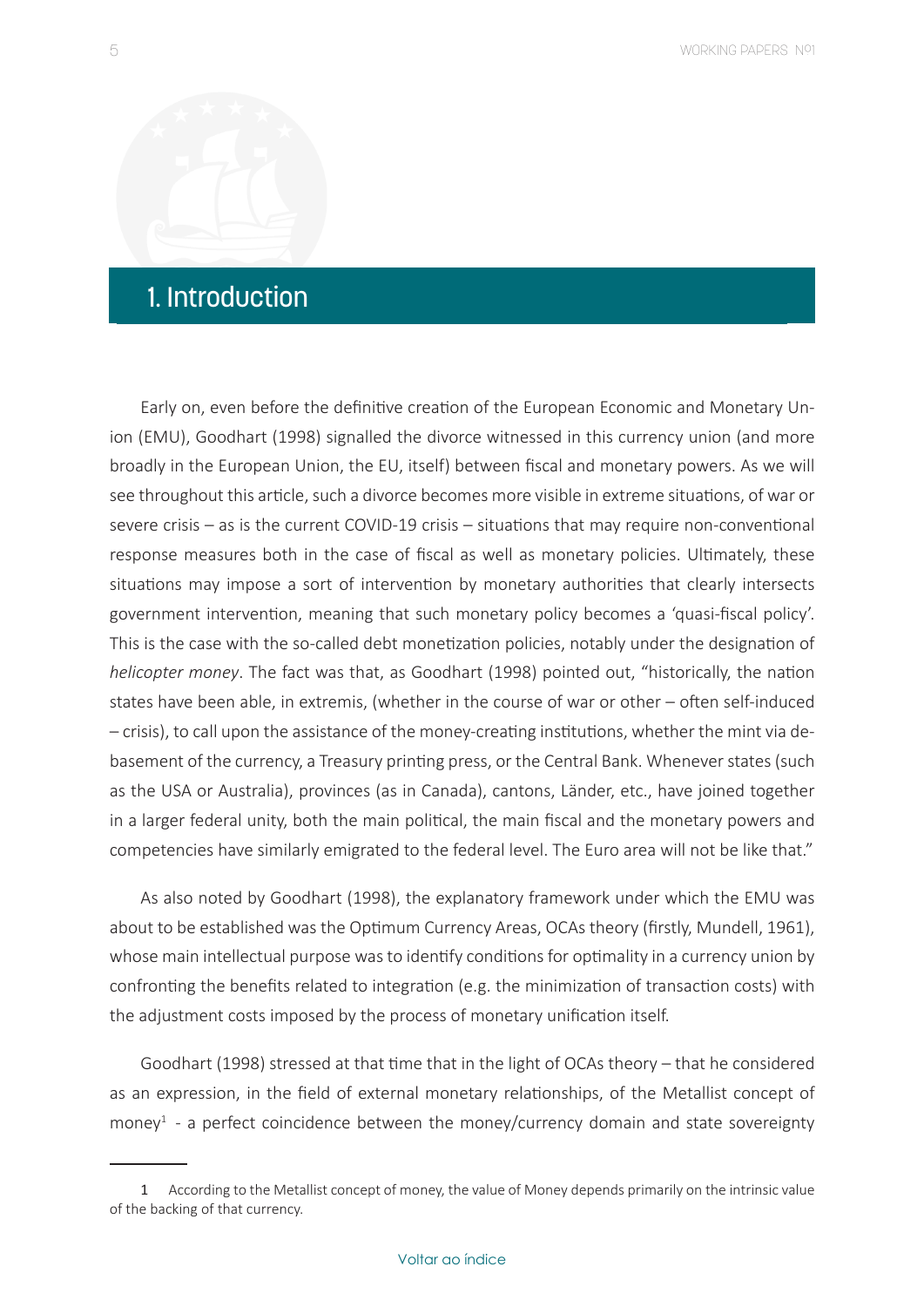# 1. Introduction

Early on, even before the definitive creation of the European Economic and Monetary Union (EMU), Goodhart (1998) signalled the divorce witnessed in this currency union (and more broadly in the European Union, the EU, itself) between fiscal and monetary powers. As we will see throughout this article, such a divorce becomes more visible in extreme situations, of war or severe crisis – as is the current COVID-19 crisis – situations that may require non-conventional response measures both in the case of fiscal as well as monetary policies. Ultimately, these situations may impose a sort of intervention by monetary authorities that clearly intersects government intervention, meaning that such monetary policy becomes a 'quasi-fiscal policy'. This is the case with the so-called debt monetization policies, notably under the designation of *helicopter money*. The fact was that, as Goodhart (1998) pointed out, "historically, the nation states have been able, in extremis, (whether in the course of war or other – often self-induced – crisis), to call upon the assistance of the money-creating institutions, whether the mint via debasement of the currency, a Treasury printing press, or the Central Bank. Whenever states (such as the USA or Australia), provinces (as in Canada), cantons, Länder, etc., have joined together in a larger federal unity, both the main political, the main fiscal and the monetary powers and competencies have similarly emigrated to the federal level. The Euro area will not be like that."

As also noted by Goodhart (1998), the explanatory framework under which the EMU was about to be established was the Optimum Currency Areas, OCAs theory (firstly, Mundell, 1961), whose main intellectual purpose was to identify conditions for optimality in a currency union by confronting the benefits related to integration (e.g. the minimization of transaction costs) with the adjustment costs imposed by the process of monetary unification itself.

Goodhart (1998) stressed at that time that in the light of OCAs theory – that he considered as an expression, in the field of external monetary relationships, of the Metallist concept of money[1] - a perfect coincidence between the money/currency domain and state sovereignty

[1] According to the Metallist concept of money, the value of Money depends primarily on the intrinsic value of the backing of that currency.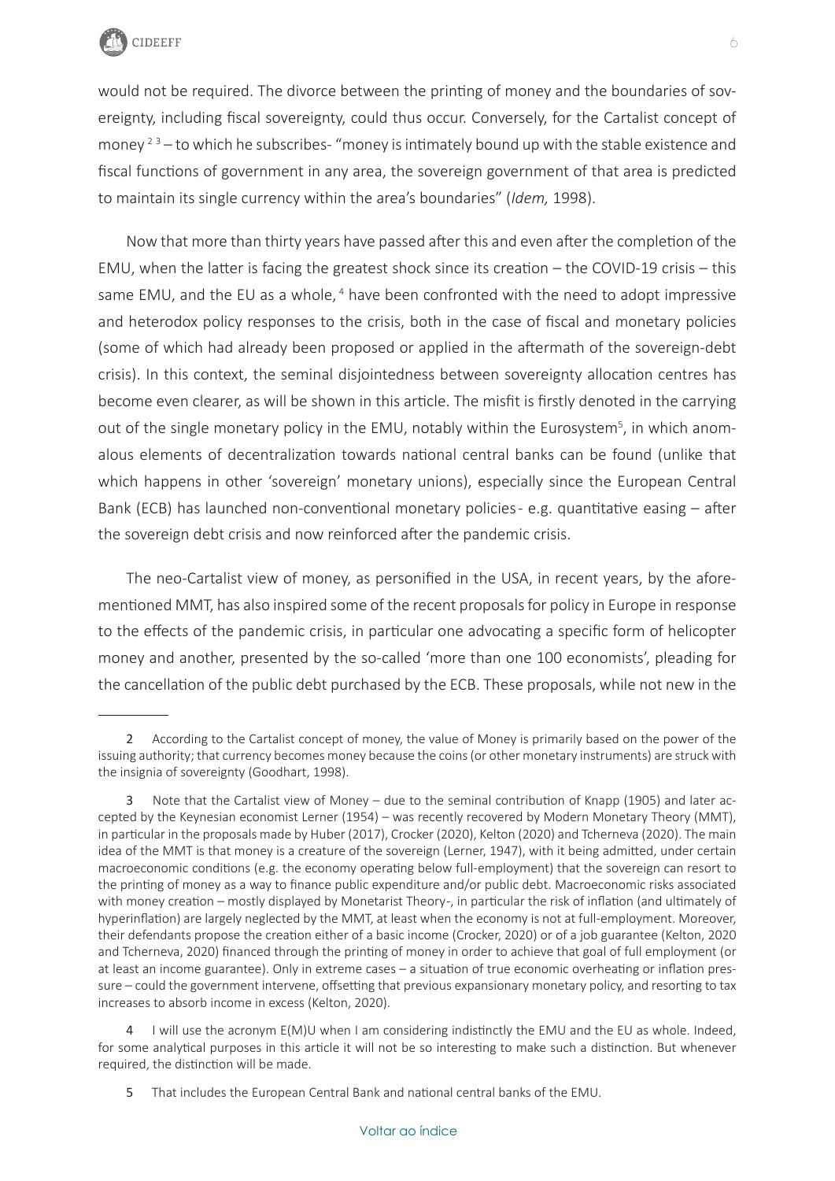would not be required. The divorce between the printing of money and the boundaries of sovereignty, including fiscal sovereignty, could thus occur. Conversely, for the Cartalist concept of money [2] [3] – to which he subscribes- "money is intimately bound up with the stable existence and fiscal functions of government in any area, the sovereign government of that area is predicted to maintain its single currency within the area's boundaries" (*Idem,* 1998).

Now that more than thirty years have passed after this and even after the completion of the EMU, when the latter is facing the greatest shock since its creation – the COVID-19 crisis – this same EMU, and the EU as a whole, [4] have been confronted with the need to adopt impressive and heterodox policy responses to the crisis, both in the case of fiscal and monetary policies (some of which had already been proposed or applied in the aftermath of the sovereign-debt crisis). In this context, the seminal disjointedness between sovereignty allocation centres has become even clearer, as will be shown in this article. The misfit is firstly denoted in the carrying out of the single monetary policy in the EMU, notably within the Eurosystem[5], in which anomalous elements of decentralization towards national central banks can be found (unlike that which happens in other 'sovereign' monetary unions), especially since the European Central Bank (ECB) has launched non-conventional monetary policies - e.g. quantitative easing – after the sovereign debt crisis and now reinforced after the pandemic crisis.

The neo-Cartalist view of money, as personified in the USA, in recent years, by the aforementioned MMT, has also inspired some of the recent proposals for policy in Europe in response to the effects of the pandemic crisis, in particular one advocating a specific form of helicopter money and another, presented by the so-called 'more than one 100 economists', pleading for the cancellation of the public debt purchased by the ECB. These proposals, while not new in the

---

2 According to the Cartalist concept of money, the value of Money is primarily based on the power of the issuing authority; that currency becomes money because the coins (or other monetary instruments) are struck with the insignia of sovereignty (Goodhart, 1998).

3 Note that the Cartalist view of Money – due to the seminal contribution of Knapp (1905) and later accepted by the Keynesian economist Lerner (1954) – was recently recovered by Modern Monetary Theory (MMT), in particular in the proposals made by Huber (2017), Crocker (2020), Kelton (2020) and Tcherneva (2020). The main idea of the MMT is that money is a creature of the sovereign (Lerner, 1947), with it being admitted, under certain macroeconomic conditions (e.g. the economy operating below full-employment) that the sovereign can resort to the printing of money as a way to finance public expenditure and/or public debt. Macroeconomic risks associated with money creation – mostly displayed by Monetarist Theory-, in particular the risk of inflation (and ultimately of hyperinflation) are largely neglected by the MMT, at least when the economy is not at full-employment. Moreover, their defendants propose the creation either of a basic income (Crocker, 2020) or of a job guarantee (Kelton, 2020 and Tcherneva, 2020) financed through the printing of money in order to achieve that goal of full employment (or at least an income guarantee). Only in extreme cases – a situation of true economic overheating or inflation pressure – could the government intervene, offsetting that previous expansionary monetary policy, and resorting to tax increases to absorb income in excess (Kelton, 2020).

4 I will use the acronym E(M)U when I am considering indistinctly the EMU and the EU as whole. Indeed, for some analytical purposes in this article it will not be so interesting to make such a distinction. But whenever required, the distinction will be made.

5 That includes the European Central Bank and national central banks of the EMU.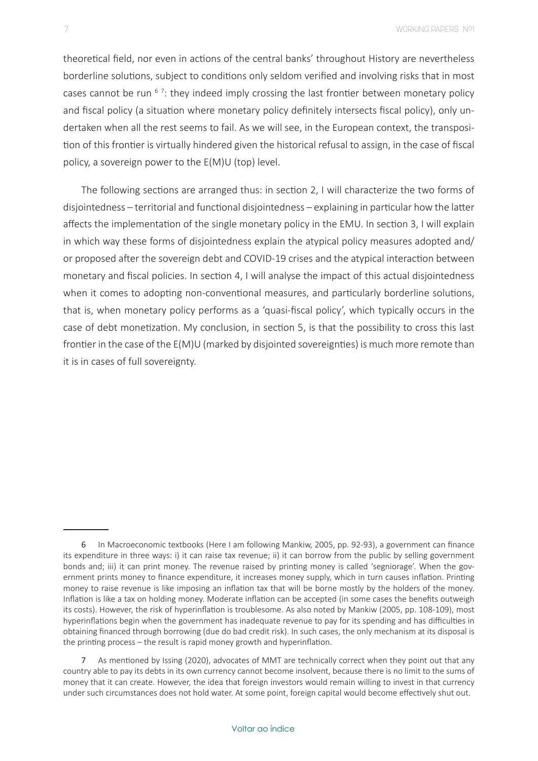theoretical field, nor even in actions of the central banks' throughout History are nevertheless borderline solutions, subject to conditions only seldom verified and involving risks that in most cases cannot be run [6] [7]: they indeed imply crossing the last frontier between monetary policy and fiscal policy (a situation where monetary policy definitely intersects fiscal policy), only undertaken when all the rest seems to fail. As we will see, in the European context, the transposition of this frontier is virtually hindered given the historical refusal to assign, in the case of fiscal policy, a sovereign power to the E(M)U (top) level.

The following sections are arranged thus: in section 2, I will characterize the two forms of disjointedness – territorial and functional disjointedness – explaining in particular how the latter affects the implementation of the single monetary policy in the EMU. In section 3, I will explain in which way these forms of disjointedness explain the atypical policy measures adopted and/or proposed after the sovereign debt and COVID-19 crises and the atypical interaction between monetary and fiscal policies. In section 4, I will analyse the impact of this actual disjointedness when it comes to adopting non-conventional measures, and particularly borderline solutions, that is, when monetary policy performs as a 'quasi-fiscal policy', which typically occurs in the case of debt monetization. My conclusion, in section 5, is that the possibility to cross this last frontier in the case of the E(M)U (marked by disjointed sovereignties) is much more remote than it is in cases of full sovereignty.

---

6 In Macroeconomic textbooks (Here I am following Mankiw, 2005, pp. 92-93), a government can finance its expenditure in three ways: i) it can raise tax revenue; ii) it can borrow from the public by selling government bonds and; iii) it can print money. The revenue raised by printing money is called 'segniorage'. When the government prints money to finance expenditure, it increases money supply, which in turn causes inflation. Printing money to raise revenue is like imposing an inflation tax that will be borne mostly by the holders of the money. Inflation is like a tax on holding money. Moderate inflation can be accepted (in some cases the benefits outweigh its costs). However, the risk of hyperinflation is troublesome. As also noted by Mankiw (2005, pp. 108-109), most hyperinflations begin when the government has inadequate revenue to pay for its spending and has difficulties in obtaining financed through borrowing (due do bad credit risk). In such cases, the only mechanism at its disposal is the printing process – the result is rapid money growth and hyperinflation.

7 As mentioned by Issing (2020), advocates of MMT are technically correct when they point out that any country able to pay its debts in its own currency cannot become insolvent, because there is no limit to the sums of money that it can create. However, the idea that foreign investors would remain willing to invest in that currency under such circumstances does not hold water. At some point, foreign capital would become effectively shut out.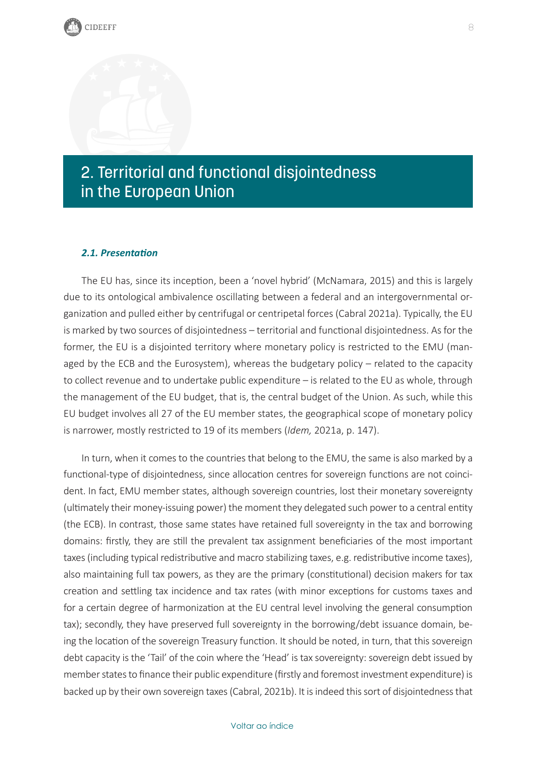## 2. Territorial and functional disjointedness in the European Union

### *2.1. Presentation*

The EU has, since its inception, been a 'novel hybrid' (McNamara, 2015) and this is largely due to its ontological ambivalence oscillating between a federal and an intergovernmental organization and pulled either by centrifugal or centripetal forces (Cabral 2021a). Typically, the EU is marked by two sources of disjointedness – territorial and functional disjointedness. As for the former, the EU is a disjointed territory where monetary policy is restricted to the EMU (managed by the ECB and the Eurosystem), whereas the budgetary policy – related to the capacity to collect revenue and to undertake public expenditure – is related to the EU as whole, through the management of the EU budget, that is, the central budget of the Union. As such, while this EU budget involves all 27 of the EU member states, the geographical scope of monetary policy is narrower, mostly restricted to 19 of its members (*Idem,* 2021a, p. 147).

In turn, when it comes to the countries that belong to the EMU, the same is also marked by a functional-type of disjointedness, since allocation centres for sovereign functions are not coincident. In fact, EMU member states, although sovereign countries, lost their monetary sovereignty (ultimately their money-issuing power) the moment they delegated such power to a central entity (the ECB). In contrast, those same states have retained full sovereignty in the tax and borrowing domains: firstly, they are still the prevalent tax assignment beneficiaries of the most important taxes (including typical redistributive and macro stabilizing taxes, e.g. redistributive income taxes), also maintaining full tax powers, as they are the primary (constitutional) decision makers for tax creation and settling tax incidence and tax rates (with minor exceptions for customs taxes and for a certain degree of harmonization at the EU central level involving the general consumption tax); secondly, they have preserved full sovereignty in the borrowing/debt issuance domain, being the location of the sovereign Treasury function. It should be noted, in turn, that this sovereign debt capacity is the 'Tail' of the coin where the 'Head' is tax sovereignty: sovereign debt issued by member states to finance their public expenditure (firstly and foremost investment expenditure) is backed up by their own sovereign taxes (Cabral, 2021b). It is indeed this sort of disjointedness that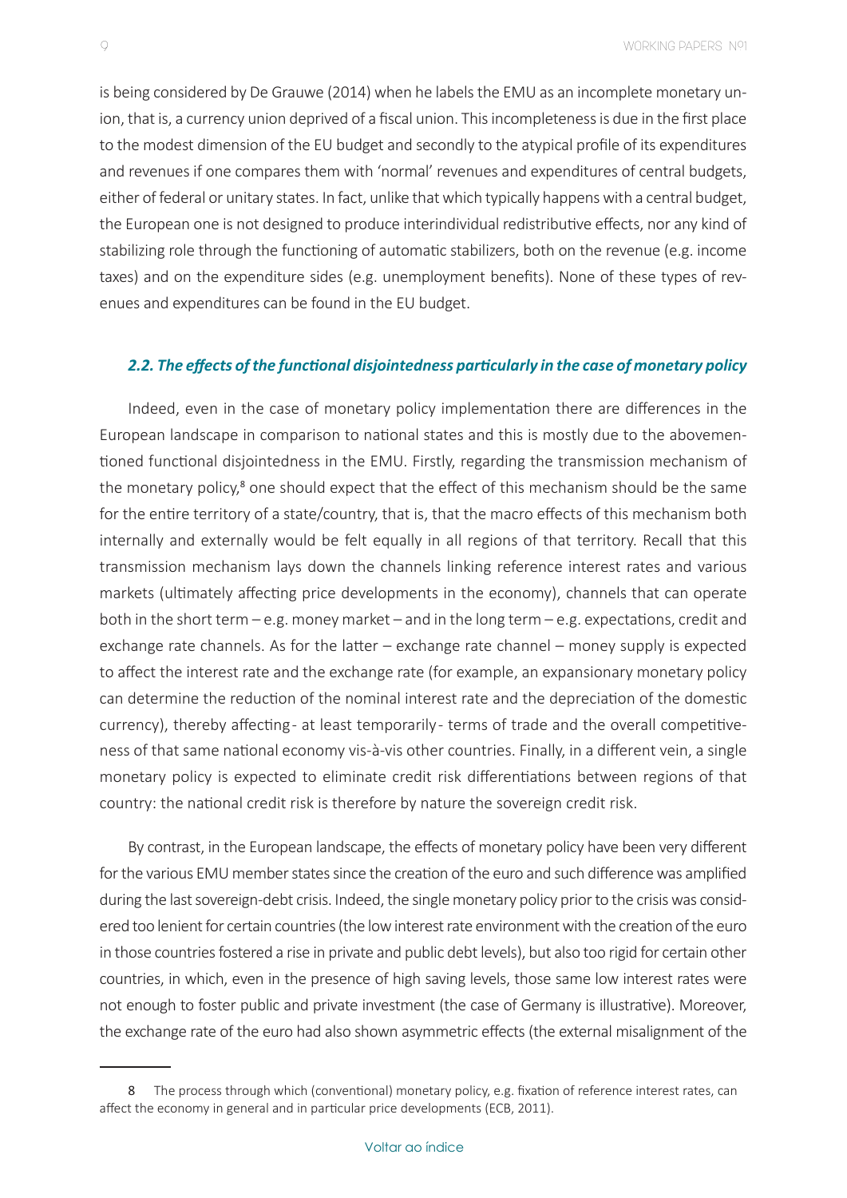is being considered by De Grauwe (2014) when he labels the EMU as an incomplete monetary union, that is, a currency union deprived of a fiscal union. This incompleteness is due in the first place to the modest dimension of the EU budget and secondly to the atypical profile of its expenditures and revenues if one compares them with 'normal' revenues and expenditures of central budgets, either of federal or unitary states. In fact, unlike that which typically happens with a central budget, the European one is not designed to produce interindividual redistributive effects, nor any kind of stabilizing role through the functioning of automatic stabilizers, both on the revenue (e.g. income taxes) and on the expenditure sides (e.g. unemployment benefits). None of these types of revenues and expenditures can be found in the EU budget.

### *2.2. The effects of the functional disjointedness particularly in the case of monetary policy*

Indeed, even in the case of monetary policy implementation there are differences in the European landscape in comparison to national states and this is mostly due to the abovementioned functional disjointedness in the EMU. Firstly, regarding the transmission mechanism of the monetary policy,[8] one should expect that the effect of this mechanism should be the same for the entire territory of a state/country, that is, that the macro effects of this mechanism both internally and externally would be felt equally in all regions of that territory. Recall that this transmission mechanism lays down the channels linking reference interest rates and various markets (ultimately affecting price developments in the economy), channels that can operate both in the short term – e.g. money market – and in the long term – e.g. expectations, credit and exchange rate channels. As for the latter – exchange rate channel – money supply is expected to affect the interest rate and the exchange rate (for example, an expansionary monetary policy can determine the reduction of the nominal interest rate and the depreciation of the domestic currency), thereby affecting - at least temporarily - terms of trade and the overall competitiveness of that same national economy vis-à-vis other countries. Finally, in a different vein, a single monetary policy is expected to eliminate credit risk differentiations between regions of that country: the national credit risk is therefore by nature the sovereign credit risk.

By contrast, in the European landscape, the effects of monetary policy have been very different for the various EMU member states since the creation of the euro and such difference was amplified during the last sovereign-debt crisis. Indeed, the single monetary policy prior to the crisis was considered too lenient for certain countries (the low interest rate environment with the creation of the euro in those countries fostered a rise in private and public debt levels), but also too rigid for certain other countries, in which, even in the presence of high saving levels, those same low interest rates were not enough to foster public and private investment (the case of Germany is illustrative). Moreover, the exchange rate of the euro had also shown asymmetric effects (the external misalignment of the

---

8 The process through which (conventional) monetary policy, e.g. fixation of reference interest rates, can affect the economy in general and in particular price developments (ECB, 2011).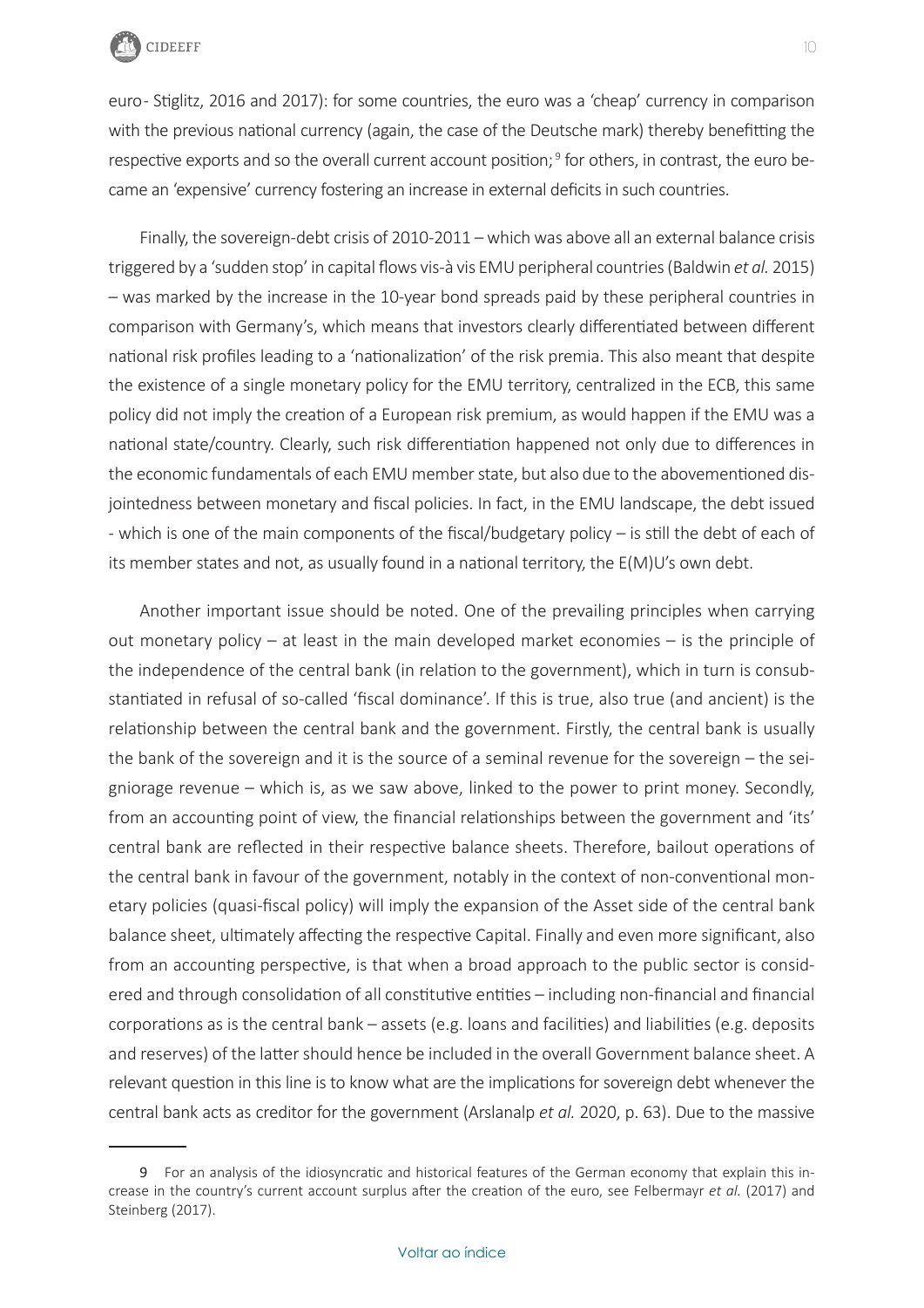euro- Stiglitz, 2016 and 2017): for some countries, the euro was a 'cheap' currency in comparison with the previous national currency (again, the case of the Deutsche mark) thereby benefitting the respective exports and so the overall current account position;[9] for others, in contrast, the euro became an 'expensive' currency fostering an increase in external deficits in such countries.

Finally, the sovereign-debt crisis of 2010-2011 – which was above all an external balance crisis triggered by a 'sudden stop' in capital flows vis-à vis EMU peripheral countries (Baldwin *et al.* 2015) – was marked by the increase in the 10-year bond spreads paid by these peripheral countries in comparison with Germany's, which means that investors clearly differentiated between different national risk profiles leading to a 'nationalization' of the risk premia. This also meant that despite the existence of a single monetary policy for the EMU territory, centralized in the ECB, this same policy did not imply the creation of a European risk premium, as would happen if the EMU was a national state/country. Clearly, such risk differentiation happened not only due to differences in the economic fundamentals of each EMU member state, but also due to the abovementioned disjointedness between monetary and fiscal policies. In fact, in the EMU landscape, the debt issued - which is one of the main components of the fiscal/budgetary policy – is still the debt of each of its member states and not, as usually found in a national territory, the E(M)U's own debt.

Another important issue should be noted. One of the prevailing principles when carrying out monetary policy – at least in the main developed market economies – is the principle of the independence of the central bank (in relation to the government), which in turn is consubstantiated in refusal of so-called 'fiscal dominance'. If this is true, also true (and ancient) is the relationship between the central bank and the government. Firstly, the central bank is usually the bank of the sovereign and it is the source of a seminal revenue for the sovereign – the seigniorage revenue – which is, as we saw above, linked to the power to print money. Secondly, from an accounting point of view, the financial relationships between the government and 'its' central bank are reflected in their respective balance sheets. Therefore, bailout operations of the central bank in favour of the government, notably in the context of non-conventional monetary policies (quasi-fiscal policy) will imply the expansion of the Asset side of the central bank balance sheet, ultimately affecting the respective Capital. Finally and even more significant, also from an accounting perspective, is that when a broad approach to the public sector is considered and through consolidation of all constitutive entities – including non-financial and financial corporations as is the central bank – assets (e.g. loans and facilities) and liabilities (e.g. deposits and reserves) of the latter should hence be included in the overall Government balance sheet. A relevant question in this line is to know what are the implications for sovereign debt whenever the central bank acts as creditor for the government (Arslanalp *et al.* 2020, p. 63). Due to the massive

---

9 For an analysis of the idiosyncratic and historical features of the German economy that explain this increase in the country's current account surplus after the creation of the euro, see Felbermayr *et al.* (2017) and Steinberg (2017).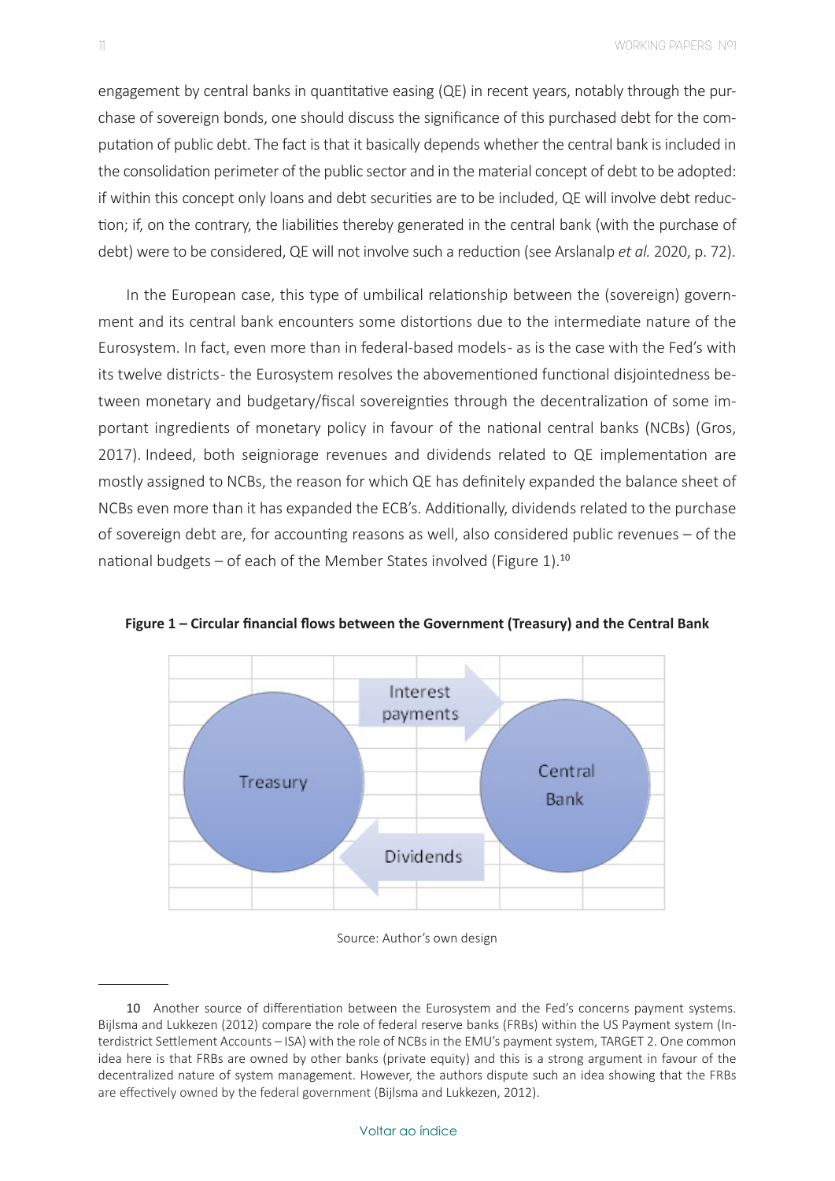engagement by central banks in quantitative easing (QE) in recent years, notably through the purchase of sovereign bonds, one should discuss the significance of this purchased debt for the computation of public debt. The fact is that it basically depends whether the central bank is included in the consolidation perimeter of the public sector and in the material concept of debt to be adopted: if within this concept only loans and debt securities are to be included, QE will involve debt reduction; if, on the contrary, the liabilities thereby generated in the central bank (with the purchase of debt) were to be considered, QE will not involve such a reduction (see Arslanalp *et al.* 2020, p. 72).

In the European case, this type of umbilical relationship between the (sovereign) government and its central bank encounters some distortions due to the intermediate nature of the Eurosystem. In fact, even more than in federal-based models- as is the case with the Fed's with its twelve districts- the Eurosystem resolves the abovementioned functional disjointedness between monetary and budgetary/fiscal sovereignties through the decentralization of some important ingredients of monetary policy in favour of the national central banks (NCBs) (Gros, 2017). Indeed, both seigniorage revenues and dividends related to QE implementation are mostly assigned to NCBs, the reason for which QE has definitely expanded the balance sheet of NCBs even more than it has expanded the ECB's. Additionally, dividends related to the purchase of sovereign debt are, for accounting reasons as well, also considered public revenues – of the national budgets – of each of the Member States involved (Figure 1).[10]

**Figure 1 – Circular financial flows between the Government (Treasury) and the Central Bank**

Treasury — Interest payments → Central Bank

Central Bank — Dividends → Treasury

Source: Author's own design

---

10 Another source of differentiation between the Eurosystem and the Fed's concerns payment systems. Bijlsma and Lukkezen (2012) compare the role of federal reserve banks (FRBs) within the US Payment system (Interdistrict Settlement Accounts – ISA) with the role of NCBs in the EMU's payment system, TARGET 2. One common idea here is that FRBs are owned by other banks (private equity) and this is a strong argument in favour of the decentralized nature of system management. However, the authors dispute such an idea showing that the FRBs are effectively owned by the federal government (Bijlsma and Lukkezen, 2012).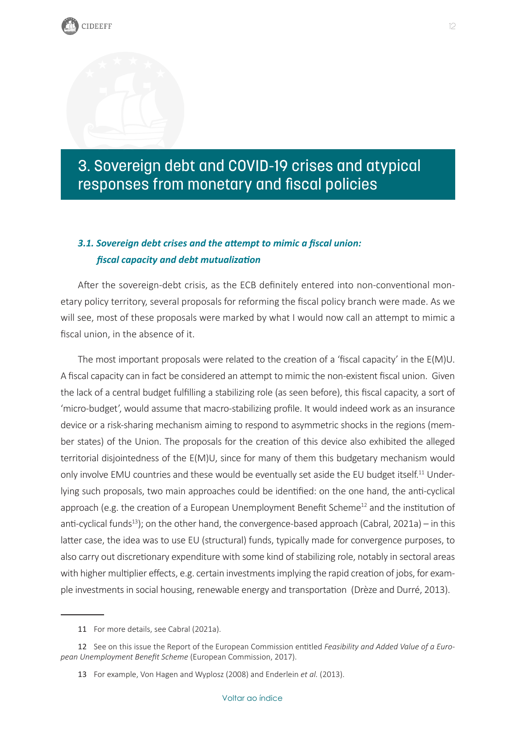# 3. Sovereign debt and COVID-19 crises and atypical responses from monetary and fiscal policies

### *3.1. Sovereign debt crises and the attempt to mimic a fiscal union: fiscal capacity and debt mutualization*

After the sovereign-debt crisis, as the ECB definitely entered into non-conventional monetary policy territory, several proposals for reforming the fiscal policy branch were made. As we will see, most of these proposals were marked by what I would now call an attempt to mimic a fiscal union, in the absence of it.

The most important proposals were related to the creation of a 'fiscal capacity' in the E(M)U. A fiscal capacity can in fact be considered an attempt to mimic the non-existent fiscal union. Given the lack of a central budget fulfilling a stabilizing role (as seen before), this fiscal capacity, a sort of 'micro-budget', would assume that macro-stabilizing profile. It would indeed work as an insurance device or a risk-sharing mechanism aiming to respond to asymmetric shocks in the regions (member states) of the Union. The proposals for the creation of this device also exhibited the alleged territorial disjointedness of the E(M)U, since for many of them this budgetary mechanism would only involve EMU countries and these would be eventually set aside the EU budget itself.[11] Underlying such proposals, two main approaches could be identified: on the one hand, the anti-cyclical approach (e.g. the creation of a European Unemployment Benefit Scheme[12] and the institution of anti-cyclical funds[13]); on the other hand, the convergence-based approach (Cabral, 2021a) – in this latter case, the idea was to use EU (structural) funds, typically made for convergence purposes, to also carry out discretionary expenditure with some kind of stabilizing role, notably in sectoral areas with higher multiplier effects, e.g. certain investments implying the rapid creation of jobs, for example investments in social housing, renewable energy and transportation (Drèze and Durré, 2013).

---

11 For more details, see Cabral (2021a).

12 See on this issue the Report of the European Commission entitled *Feasibility and Added Value of a European Unemployment Benefit Scheme* (European Commission, 2017).

13 For example, Von Hagen and Wyplosz (2008) and Enderlein *et al.* (2013).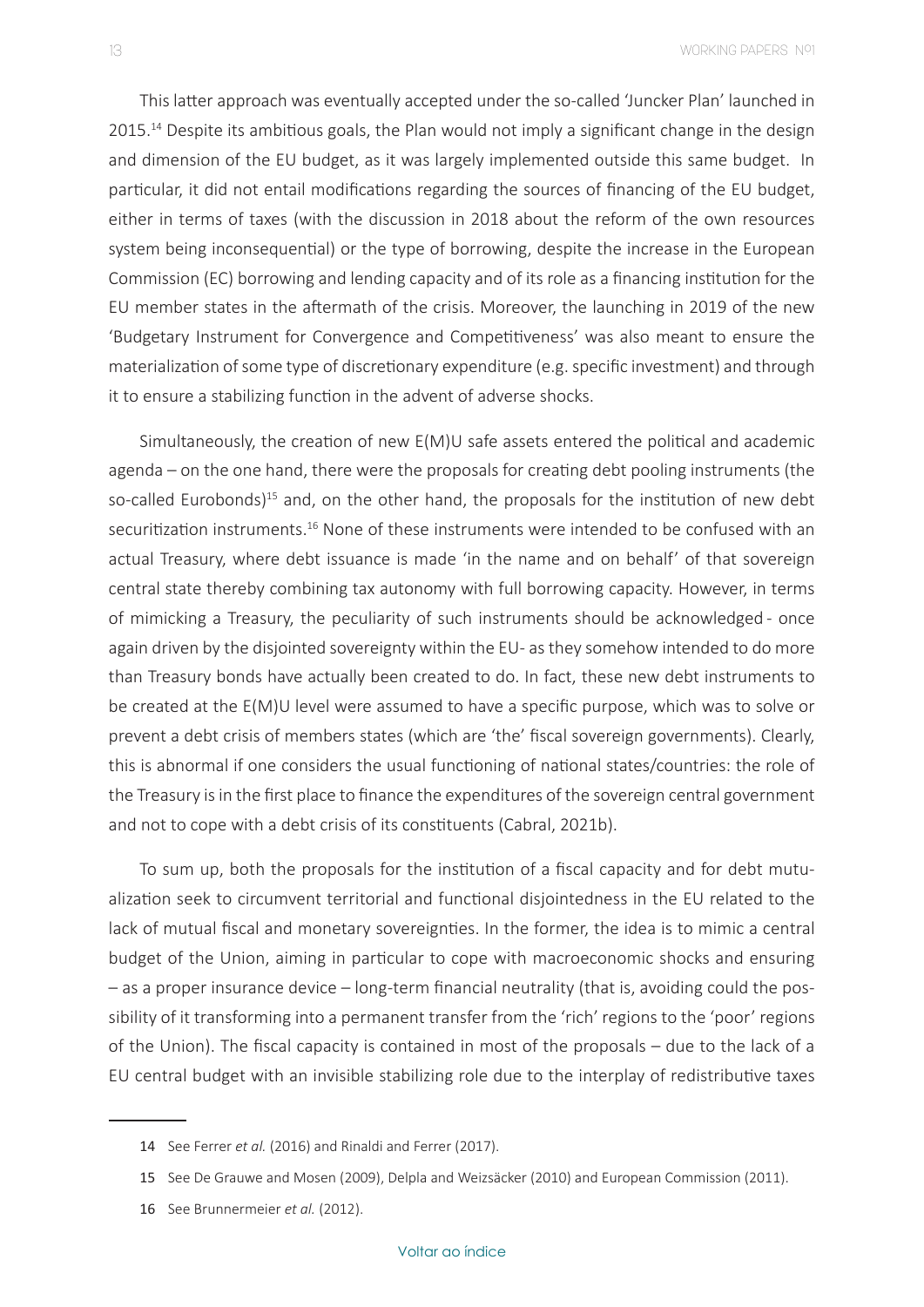This latter approach was eventually accepted under the so-called 'Juncker Plan' launched in 2015.[14] Despite its ambitious goals, the Plan would not imply a significant change in the design and dimension of the EU budget, as it was largely implemented outside this same budget. In particular, it did not entail modifications regarding the sources of financing of the EU budget, either in terms of taxes (with the discussion in 2018 about the reform of the own resources system being inconsequential) or the type of borrowing, despite the increase in the European Commission (EC) borrowing and lending capacity and of its role as a financing institution for the EU member states in the aftermath of the crisis. Moreover, the launching in 2019 of the new 'Budgetary Instrument for Convergence and Competitiveness' was also meant to ensure the materialization of some type of discretionary expenditure (e.g. specific investment) and through it to ensure a stabilizing function in the advent of adverse shocks.

Simultaneously, the creation of new E(M)U safe assets entered the political and academic agenda – on the one hand, there were the proposals for creating debt pooling instruments (the so-called Eurobonds)[15] and, on the other hand, the proposals for the institution of new debt securitization instruments.[16] None of these instruments were intended to be confused with an actual Treasury, where debt issuance is made 'in the name and on behalf' of that sovereign central state thereby combining tax autonomy with full borrowing capacity. However, in terms of mimicking a Treasury, the peculiarity of such instruments should be acknowledged - once again driven by the disjointed sovereignty within the EU- as they somehow intended to do more than Treasury bonds have actually been created to do. In fact, these new debt instruments to be created at the E(M)U level were assumed to have a specific purpose, which was to solve or prevent a debt crisis of members states (which are 'the' fiscal sovereign governments). Clearly, this is abnormal if one considers the usual functioning of national states/countries: the role of the Treasury is in the first place to finance the expenditures of the sovereign central government and not to cope with a debt crisis of its constituents (Cabral, 2021b).

To sum up, both the proposals for the institution of a fiscal capacity and for debt mutualization seek to circumvent territorial and functional disjointedness in the EU related to the lack of mutual fiscal and monetary sovereignties. In the former, the idea is to mimic a central budget of the Union, aiming in particular to cope with macroeconomic shocks and ensuring – as a proper insurance device – long-term financial neutrality (that is, avoiding could the possibility of it transforming into a permanent transfer from the 'rich' regions to the 'poor' regions of the Union). The fiscal capacity is contained in most of the proposals – due to the lack of a EU central budget with an invisible stabilizing role due to the interplay of redistributive taxes

---

14 See Ferrer *et al.* (2016) and Rinaldi and Ferrer (2017).

15 See De Grauwe and Mosen (2009), Delpla and Weizsäcker (2010) and European Commission (2011).

16 See Brunnermeier *et al.* (2012).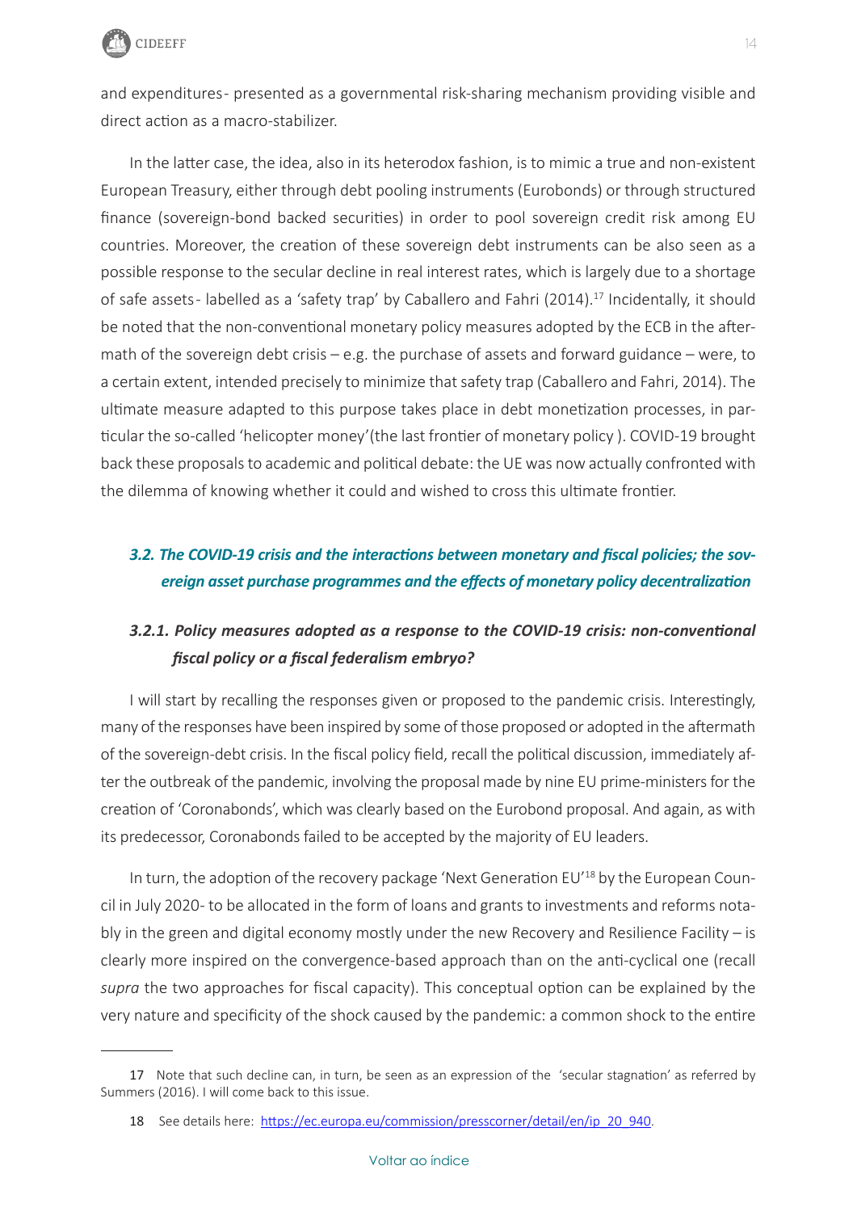and expenditures- presented as a governmental risk-sharing mechanism providing visible and direct action as a macro-stabilizer.

In the latter case, the idea, also in its heterodox fashion, is to mimic a true and non-existent European Treasury, either through debt pooling instruments (Eurobonds) or through structured finance (sovereign-bond backed securities) in order to pool sovereign credit risk among EU countries. Moreover, the creation of these sovereign debt instruments can be also seen as a possible response to the secular decline in real interest rates, which is largely due to a shortage of safe assets- labelled as a 'safety trap' by Caballero and Fahri (2014).[17] Incidentally, it should be noted that the non-conventional monetary policy measures adopted by the ECB in the aftermath of the sovereign debt crisis – e.g. the purchase of assets and forward guidance – were, to a certain extent, intended precisely to minimize that safety trap (Caballero and Fahri, 2014). The ultimate measure adapted to this purpose takes place in debt monetization processes, in particular the so-called 'helicopter money'(the last frontier of monetary policy ). COVID-19 brought back these proposals to academic and political debate: the UE was now actually confronted with the dilemma of knowing whether it could and wished to cross this ultimate frontier.

### *3.2. The COVID-19 crisis and the interactions between monetary and fiscal policies; the sovereign asset purchase programmes and the effects of monetary policy decentralization*

#### *3.2.1. Policy measures adopted as a response to the COVID-19 crisis: non-conventional fiscal policy or a fiscal federalism embryo?*

I will start by recalling the responses given or proposed to the pandemic crisis. Interestingly, many of the responses have been inspired by some of those proposed or adopted in the aftermath of the sovereign-debt crisis. In the fiscal policy field, recall the political discussion, immediately after the outbreak of the pandemic, involving the proposal made by nine EU prime-ministers for the creation of 'Coronabonds', which was clearly based on the Eurobond proposal. And again, as with its predecessor, Coronabonds failed to be accepted by the majority of EU leaders.

In turn, the adoption of the recovery package 'Next Generation EU'[18] by the European Council in July 2020- to be allocated in the form of loans and grants to investments and reforms notably in the green and digital economy mostly under the new Recovery and Resilience Facility – is clearly more inspired on the convergence-based approach than on the anti-cyclical one (recall *supra* the two approaches for fiscal capacity). This conceptual option can be explained by the very nature and specificity of the shock caused by the pandemic: a common shock to the entire

---

17 Note that such decline can, in turn, be seen as an expression of the 'secular stagnation' as referred by Summers (2016). I will come back to this issue.

18 See details here: [https://ec.europa.eu/commission/presscorner/detail/en/ip_20_940](https://ec.europa.eu/commission/presscorner/detail/en/ip_20_940).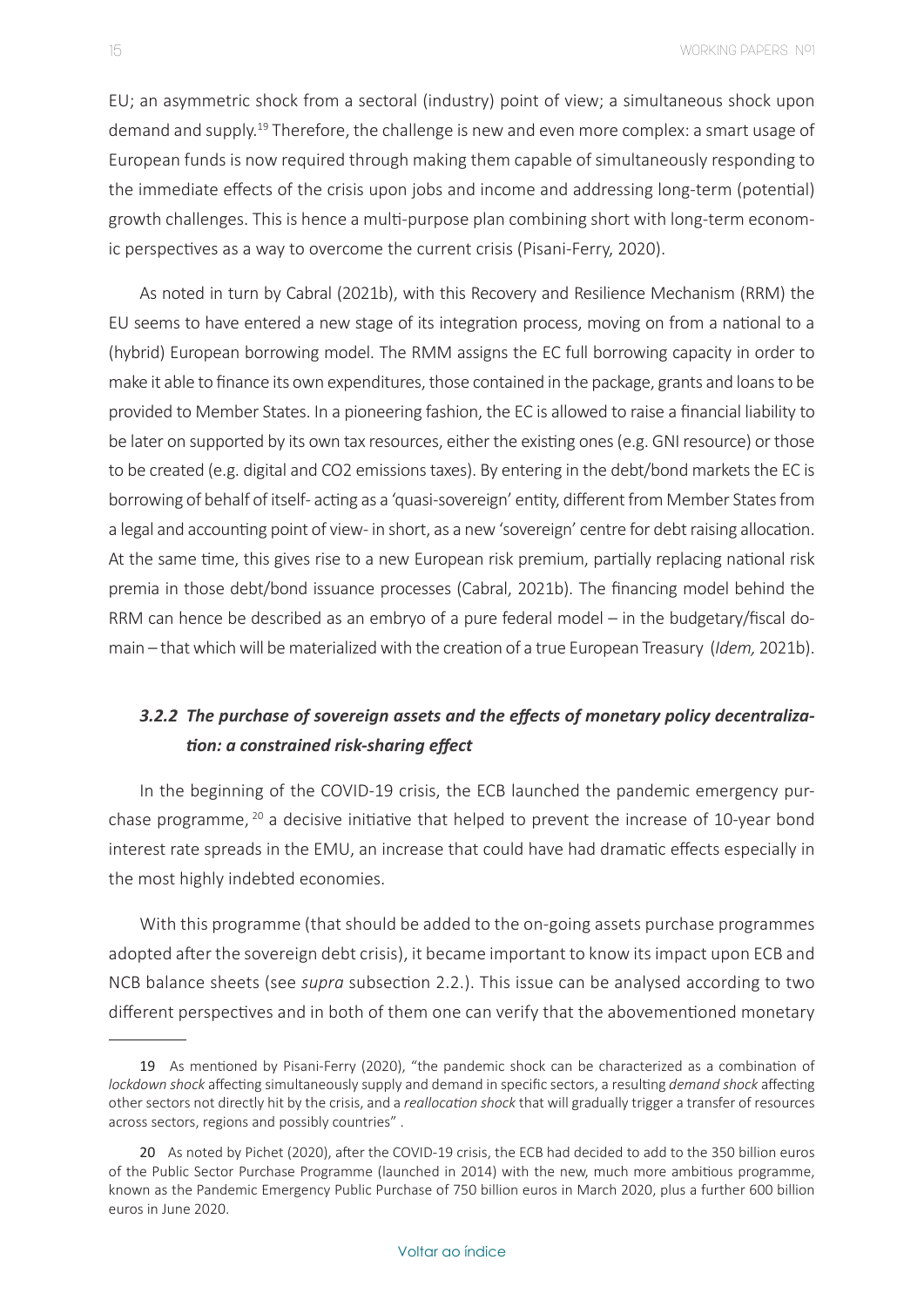EU; an asymmetric shock from a sectoral (industry) point of view; a simultaneous shock upon demand and supply.[19] Therefore, the challenge is new and even more complex: a smart usage of European funds is now required through making them capable of simultaneously responding to the immediate effects of the crisis upon jobs and income and addressing long-term (potential) growth challenges. This is hence a multi-purpose plan combining short with long-term economic perspectives as a way to overcome the current crisis (Pisani-Ferry, 2020).

As noted in turn by Cabral (2021b), with this Recovery and Resilience Mechanism (RRM) the EU seems to have entered a new stage of its integration process, moving on from a national to a (hybrid) European borrowing model. The RMM assigns the EC full borrowing capacity in order to make it able to finance its own expenditures, those contained in the package, grants and loans to be provided to Member States. In a pioneering fashion, the EC is allowed to raise a financial liability to be later on supported by its own tax resources, either the existing ones (e.g. GNI resource) or those to be created (e.g. digital and CO2 emissions taxes). By entering in the debt/bond markets the EC is borrowing of behalf of itself- acting as a 'quasi-sovereign' entity, different from Member States from a legal and accounting point of view- in short, as a new 'sovereign' centre for debt raising allocation. At the same time, this gives rise to a new European risk premium, partially replacing national risk premia in those debt/bond issuance processes (Cabral, 2021b). The financing model behind the RRM can hence be described as an embryo of a pure federal model – in the budgetary/fiscal domain – that which will be materialized with the creation of a true European Treasury (*Idem,* 2021b).

### *3.2.2 The purchase of sovereign assets and the effects of monetary policy decentralization: a constrained risk-sharing effect*

In the beginning of the COVID-19 crisis, the ECB launched the pandemic emergency purchase programme, [20] a decisive initiative that helped to prevent the increase of 10-year bond interest rate spreads in the EMU, an increase that could have had dramatic effects especially in the most highly indebted economies.

With this programme (that should be added to the on-going assets purchase programmes adopted after the sovereign debt crisis), it became important to know its impact upon ECB and NCB balance sheets (see *supra* subsection 2.2.). This issue can be analysed according to two different perspectives and in both of them one can verify that the abovementioned monetary

---

19 As mentioned by Pisani-Ferry (2020), "the pandemic shock can be characterized as a combination of *lockdown shock* affecting simultaneously supply and demand in specific sectors, a resulting *demand shock* affecting other sectors not directly hit by the crisis, and a *reallocation shock* that will gradually trigger a transfer of resources across sectors, regions and possibly countries" .

20 As noted by Pichet (2020), after the COVID-19 crisis, the ECB had decided to add to the 350 billion euros of the Public Sector Purchase Programme (launched in 2014) with the new, much more ambitious programme, known as the Pandemic Emergency Public Purchase of 750 billion euros in March 2020, plus a further 600 billion euros in June 2020.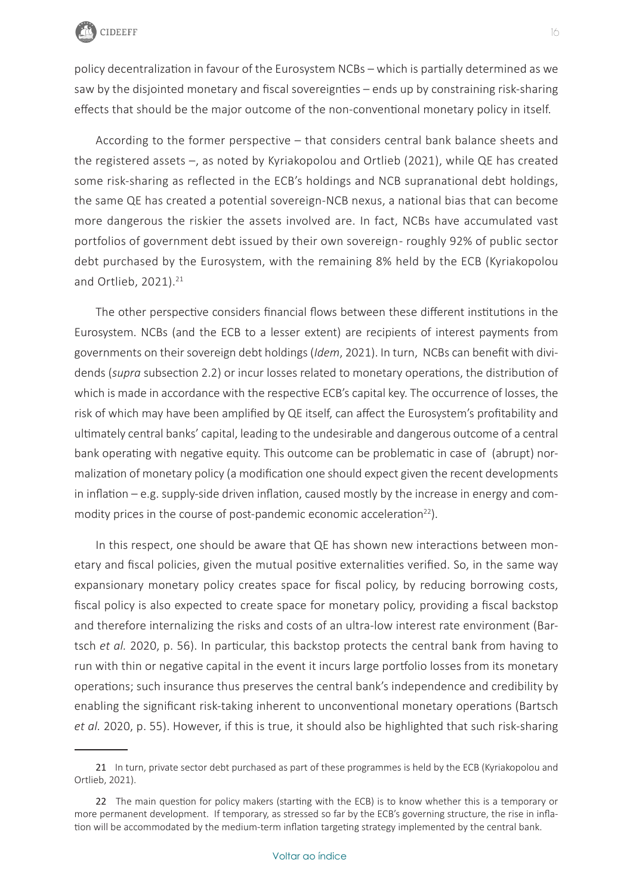policy decentralization in favour of the Eurosystem NCBs – which is partially determined as we saw by the disjointed monetary and fiscal sovereignties – ends up by constraining risk-sharing effects that should be the major outcome of the non-conventional monetary policy in itself.

According to the former perspective – that considers central bank balance sheets and the registered assets –, as noted by Kyriakopolou and Ortlieb (2021), while QE has created some risk-sharing as reflected in the ECB's holdings and NCB supranational debt holdings, the same QE has created a potential sovereign-NCB nexus, a national bias that can become more dangerous the riskier the assets involved are. In fact, NCBs have accumulated vast portfolios of government debt issued by their own sovereign- roughly 92% of public sector debt purchased by the Eurosystem, with the remaining 8% held by the ECB (Kyriakopolou and Ortlieb, 2021).[21]

The other perspective considers financial flows between these different institutions in the Eurosystem. NCBs (and the ECB to a lesser extent) are recipients of interest payments from governments on their sovereign debt holdings (*Idem*, 2021). In turn, NCBs can benefit with dividends (*supra* subsection 2.2) or incur losses related to monetary operations, the distribution of which is made in accordance with the respective ECB's capital key. The occurrence of losses, the risk of which may have been amplified by QE itself, can affect the Eurosystem's profitability and ultimately central banks' capital, leading to the undesirable and dangerous outcome of a central bank operating with negative equity. This outcome can be problematic in case of (abrupt) normalization of monetary policy (a modification one should expect given the recent developments in inflation – e.g. supply-side driven inflation, caused mostly by the increase in energy and commodity prices in the course of post-pandemic economic acceleration[22]).

In this respect, one should be aware that QE has shown new interactions between monetary and fiscal policies, given the mutual positive externalities verified. So, in the same way expansionary monetary policy creates space for fiscal policy, by reducing borrowing costs, fiscal policy is also expected to create space for monetary policy, providing a fiscal backstop and therefore internalizing the risks and costs of an ultra-low interest rate environment (Bartsch *et al.* 2020, p. 56). In particular, this backstop protects the central bank from having to run with thin or negative capital in the event it incurs large portfolio losses from its monetary operations; such insurance thus preserves the central bank's independence and credibility by enabling the significant risk-taking inherent to unconventional monetary operations (Bartsch *et al.* 2020, p. 55). However, if this is true, it should also be highlighted that such risk-sharing

---

21 In turn, private sector debt purchased as part of these programmes is held by the ECB (Kyriakopolou and Ortlieb, 2021).

22 The main question for policy makers (starting with the ECB) is to know whether this is a temporary or more permanent development. If temporary, as stressed so far by the ECB's governing structure, the rise in inflation will be accommodated by the medium-term inflation targeting strategy implemented by the central bank.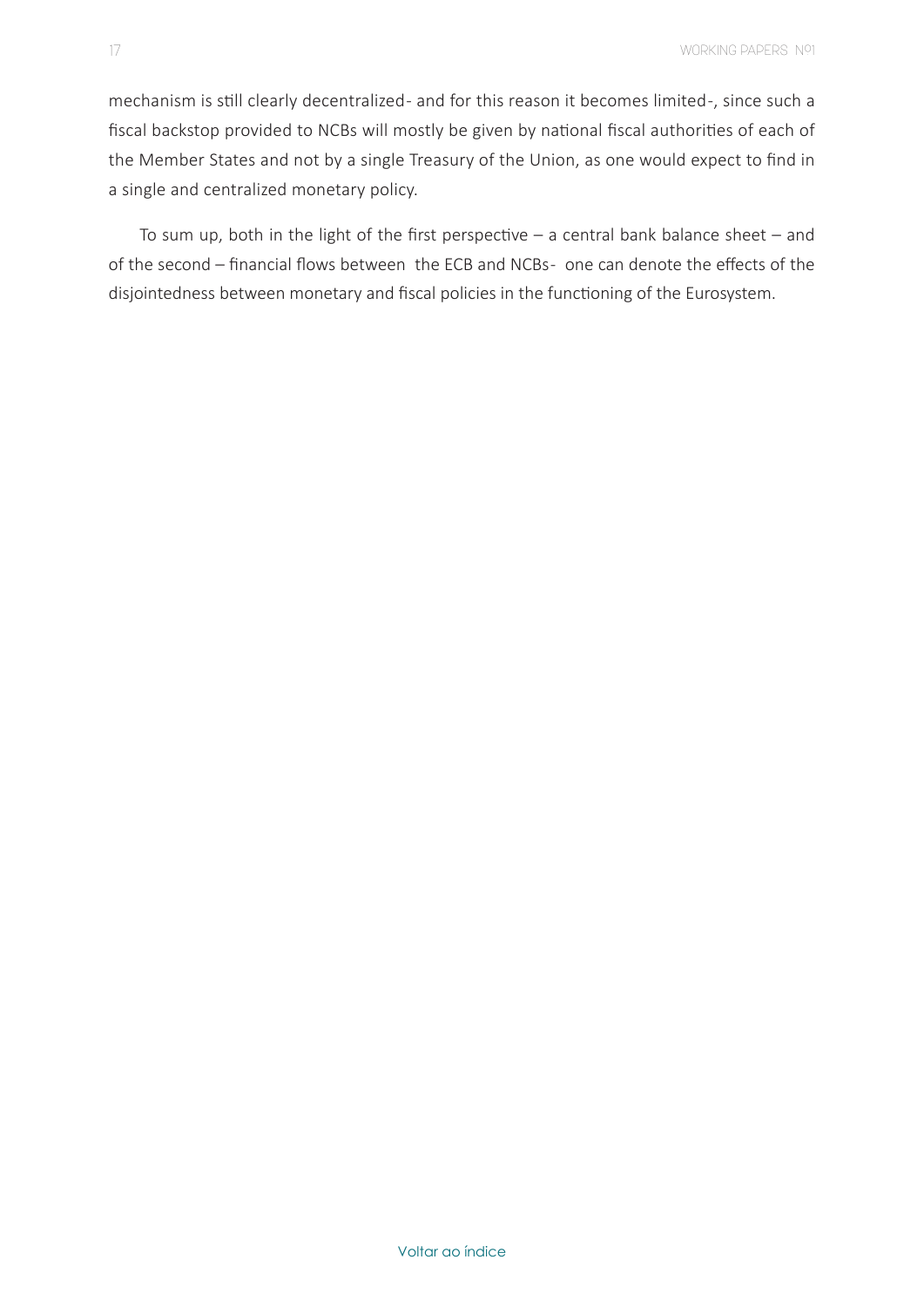mechanism is still clearly decentralized- and for this reason it becomes limited-, since such a fiscal backstop provided to NCBs will mostly be given by national fiscal authorities of each of the Member States and not by a single Treasury of the Union, as one would expect to find in a single and centralized monetary policy.

To sum up, both in the light of the first perspective – a central bank balance sheet – and of the second – financial flows between the ECB and NCBs- one can denote the effects of the disjointedness between monetary and fiscal policies in the functioning of the Eurosystem.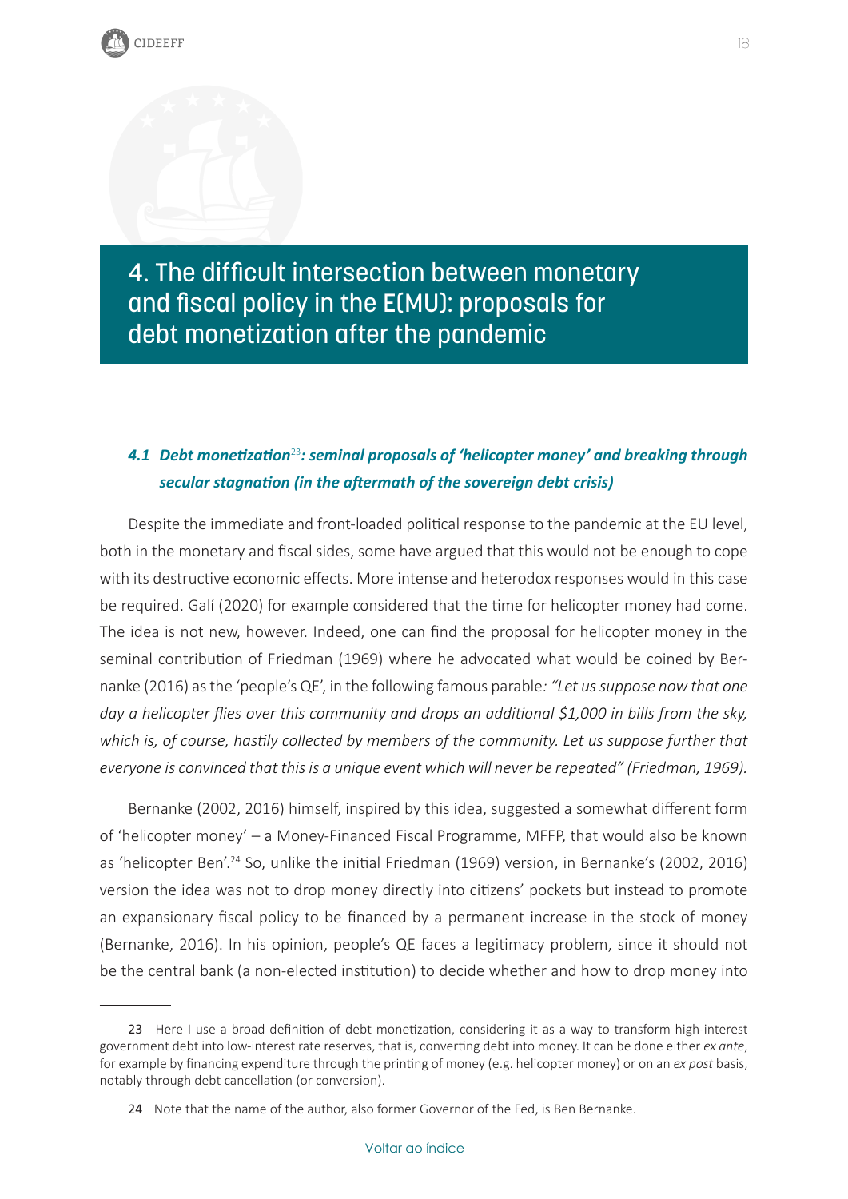# 4. The difficult intersection between monetary and fiscal policy in the E(MU): proposals for debt monetization after the pandemic

## *4.1 Debt monetization[23]: seminal proposals of 'helicopter money' and breaking through secular stagnation (in the aftermath of the sovereign debt crisis)*

Despite the immediate and front-loaded political response to the pandemic at the EU level, both in the monetary and fiscal sides, some have argued that this would not be enough to cope with its destructive economic effects. More intense and heterodox responses would in this case be required. Galí (2020) for example considered that the time for helicopter money had come. The idea is not new, however. Indeed, one can find the proposal for helicopter money in the seminal contribution of Friedman (1969) where he advocated what would be coined by Bernanke (2016) as the 'people's QE', in the following famous parable*: "Let us suppose now that one day a helicopter flies over this community and drops an additional $1,000 in bills from the sky, which is, of course, hastily collected by members of the community. Let us suppose further that everyone is convinced that this is a unique event which will never be repeated" (Friedman, 1969).*

Bernanke (2002, 2016) himself, inspired by this idea, suggested a somewhat different form of 'helicopter money' – a Money-Financed Fiscal Programme, MFFP, that would also be known as 'helicopter Ben'.[24] So, unlike the initial Friedman (1969) version, in Bernanke's (2002, 2016) version the idea was not to drop money directly into citizens' pockets but instead to promote an expansionary fiscal policy to be financed by a permanent increase in the stock of money (Bernanke, 2016). In his opinion, people's QE faces a legitimacy problem, since it should not be the central bank (a non-elected institution) to decide whether and how to drop money into

---

23 Here I use a broad definition of debt monetization, considering it as a way to transform high-interest government debt into low-interest rate reserves, that is, converting debt into money. It can be done either *ex ante*, for example by financing expenditure through the printing of money (e.g. helicopter money) or on an *ex post* basis, notably through debt cancellation (or conversion).

24 Note that the name of the author, also former Governor of the Fed, is Ben Bernanke.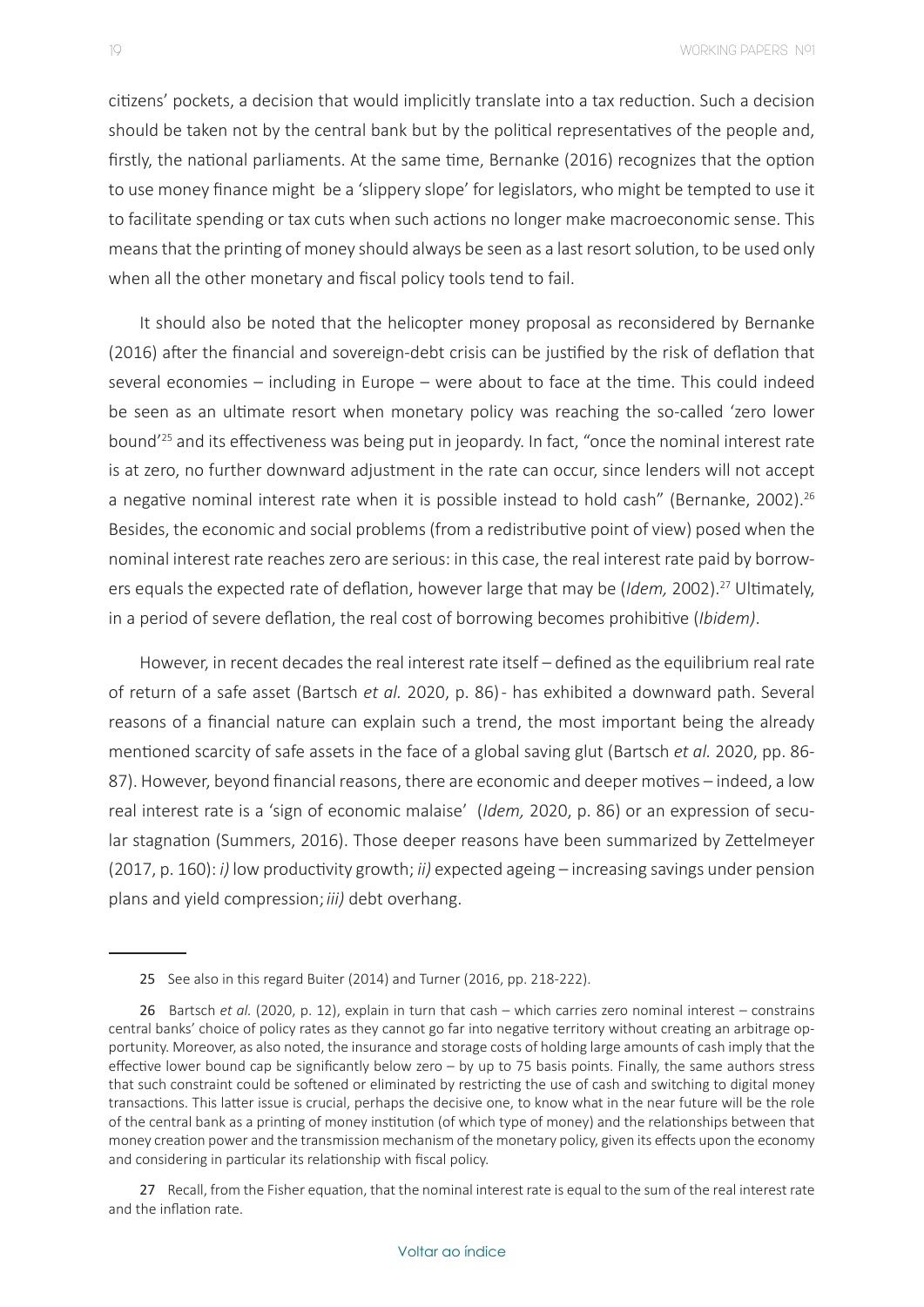citizens' pockets, a decision that would implicitly translate into a tax reduction. Such a decision should be taken not by the central bank but by the political representatives of the people and, firstly, the national parliaments. At the same time, Bernanke (2016) recognizes that the option to use money finance might be a 'slippery slope' for legislators, who might be tempted to use it to facilitate spending or tax cuts when such actions no longer make macroeconomic sense. This means that the printing of money should always be seen as a last resort solution, to be used only when all the other monetary and fiscal policy tools tend to fail.

It should also be noted that the helicopter money proposal as reconsidered by Bernanke (2016) after the financial and sovereign-debt crisis can be justified by the risk of deflation that several economies – including in Europe – were about to face at the time. This could indeed be seen as an ultimate resort when monetary policy was reaching the so-called 'zero lower bound'[25] and its effectiveness was being put in jeopardy. In fact, "once the nominal interest rate is at zero, no further downward adjustment in the rate can occur, since lenders will not accept a negative nominal interest rate when it is possible instead to hold cash" (Bernanke, 2002).[26] Besides, the economic and social problems (from a redistributive point of view) posed when the nominal interest rate reaches zero are serious: in this case, the real interest rate paid by borrowers equals the expected rate of deflation, however large that may be (*Idem,* 2002).[27] Ultimately, in a period of severe deflation, the real cost of borrowing becomes prohibitive (*Ibidem)*.

However, in recent decades the real interest rate itself – defined as the equilibrium real rate of return of a safe asset (Bartsch *et al.* 2020, p. 86) - has exhibited a downward path. Several reasons of a financial nature can explain such a trend, the most important being the already mentioned scarcity of safe assets in the face of a global saving glut (Bartsch *et al.* 2020, pp. 86-87). However, beyond financial reasons, there are economic and deeper motives – indeed, a low real interest rate is a 'sign of economic malaise' (*Idem,* 2020, p. 86) or an expression of secular stagnation (Summers, 2016). Those deeper reasons have been summarized by Zettelmeyer (2017, p. 160): *i)* low productivity growth; *ii)* expected ageing – increasing savings under pension plans and yield compression; *iii)* debt overhang.

---

25 See also in this regard Buiter (2014) and Turner (2016, pp. 218-222).

26 Bartsch *et al.* (2020, p. 12), explain in turn that cash – which carries zero nominal interest – constrains central banks' choice of policy rates as they cannot go far into negative territory without creating an arbitrage opportunity. Moreover, as also noted, the insurance and storage costs of holding large amounts of cash imply that the effective lower bound cap be significantly below zero – by up to 75 basis points. Finally, the same authors stress that such constraint could be softened or eliminated by restricting the use of cash and switching to digital money transactions. This latter issue is crucial, perhaps the decisive one, to know what in the near future will be the role of the central bank as a printing of money institution (of which type of money) and the relationships between that money creation power and the transmission mechanism of the monetary policy, given its effects upon the economy and considering in particular its relationship with fiscal policy.

27 Recall, from the Fisher equation, that the nominal interest rate is equal to the sum of the real interest rate and the inflation rate.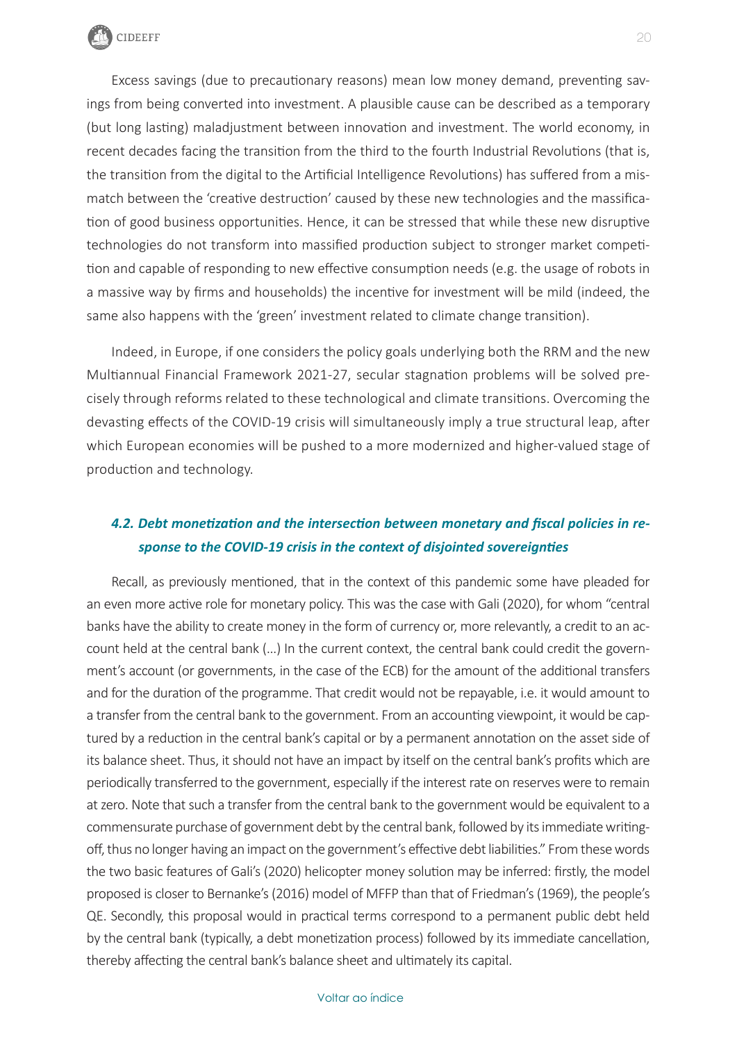Excess savings (due to precautionary reasons) mean low money demand, preventing savings from being converted into investment. A plausible cause can be described as a temporary (but long lasting) maladjustment between innovation and investment. The world economy, in recent decades facing the transition from the third to the fourth Industrial Revolutions (that is, the transition from the digital to the Artificial Intelligence Revolutions) has suffered from a mismatch between the 'creative destruction' caused by these new technologies and the massification of good business opportunities. Hence, it can be stressed that while these new disruptive technologies do not transform into massified production subject to stronger market competition and capable of responding to new effective consumption needs (e.g. the usage of robots in a massive way by firms and households) the incentive for investment will be mild (indeed, the same also happens with the 'green' investment related to climate change transition).

Indeed, in Europe, if one considers the policy goals underlying both the RRM and the new Multiannual Financial Framework 2021-27, secular stagnation problems will be solved precisely through reforms related to these technological and climate transitions. Overcoming the devasting effects of the COVID-19 crisis will simultaneously imply a true structural leap, after which European economies will be pushed to a more modernized and higher-valued stage of production and technology.

### *4.2. Debt monetization and the intersection between monetary and fiscal policies in response to the COVID-19 crisis in the context of disjointed sovereignties*

Recall, as previously mentioned, that in the context of this pandemic some have pleaded for an even more active role for monetary policy. This was the case with Gali (2020), for whom "central banks have the ability to create money in the form of currency or, more relevantly, a credit to an account held at the central bank (...) In the current context, the central bank could credit the government's account (or governments, in the case of the ECB) for the amount of the additional transfers and for the duration of the programme. That credit would not be repayable, i.e. it would amount to a transfer from the central bank to the government. From an accounting viewpoint, it would be captured by a reduction in the central bank's capital or by a permanent annotation on the asset side of its balance sheet. Thus, it should not have an impact by itself on the central bank's profits which are periodically transferred to the government, especially if the interest rate on reserves were to remain at zero. Note that such a transfer from the central bank to the government would be equivalent to a commensurate purchase of government debt by the central bank, followed by its immediate writing-off, thus no longer having an impact on the government's effective debt liabilities." From these words the two basic features of Gali's (2020) helicopter money solution may be inferred: firstly, the model proposed is closer to Bernanke's (2016) model of MFFP than that of Friedman's (1969), the people's QE. Secondly, this proposal would in practical terms correspond to a permanent public debt held by the central bank (typically, a debt monetization process) followed by its immediate cancellation, thereby affecting the central bank's balance sheet and ultimately its capital.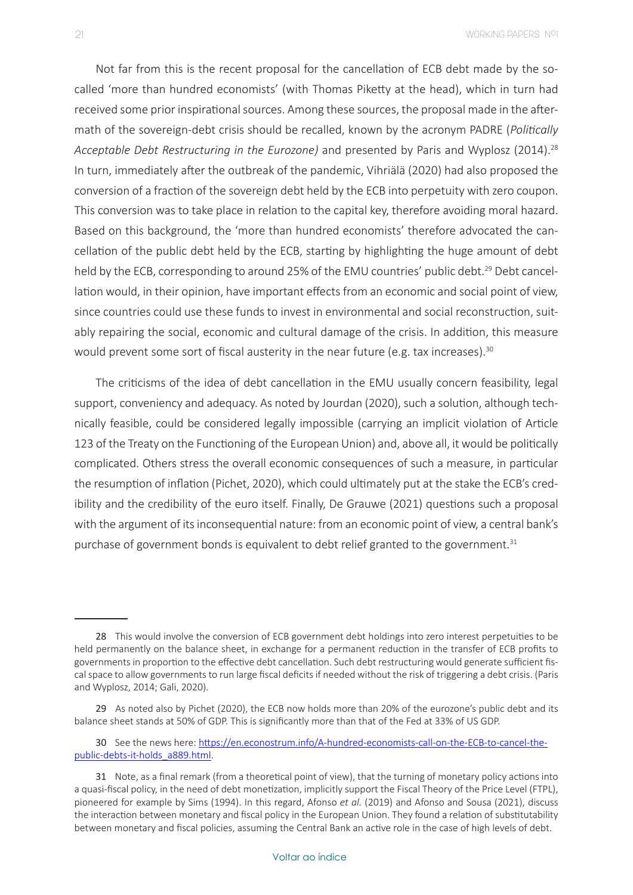Not far from this is the recent proposal for the cancellation of ECB debt made by the so-called 'more than hundred economists' (with Thomas Piketty at the head), which in turn had received some prior inspirational sources. Among these sources, the proposal made in the aftermath of the sovereign-debt crisis should be recalled, known by the acronym PADRE (*Politically Acceptable Debt Restructuring in the Eurozone)* and presented by Paris and Wyplosz (2014).[28] In turn, immediately after the outbreak of the pandemic, Vihriälä (2020) had also proposed the conversion of a fraction of the sovereign debt held by the ECB into perpetuity with zero coupon. This conversion was to take place in relation to the capital key, therefore avoiding moral hazard. Based on this background, the 'more than hundred economists' therefore advocated the cancellation of the public debt held by the ECB, starting by highlighting the huge amount of debt held by the ECB, corresponding to around 25% of the EMU countries' public debt.[29] Debt cancellation would, in their opinion, have important effects from an economic and social point of view, since countries could use these funds to invest in environmental and social reconstruction, suitably repairing the social, economic and cultural damage of the crisis. In addition, this measure would prevent some sort of fiscal austerity in the near future (e.g. tax increases).[30]

The criticisms of the idea of debt cancellation in the EMU usually concern feasibility, legal support, conveniency and adequacy. As noted by Jourdan (2020), such a solution, although technically feasible, could be considered legally impossible (carrying an implicit violation of Article 123 of the Treaty on the Functioning of the European Union) and, above all, it would be politically complicated. Others stress the overall economic consequences of such a measure, in particular the resumption of inflation (Pichet, 2020), which could ultimately put at the stake the ECB's credibility and the credibility of the euro itself. Finally, De Grauwe (2021) questions such a proposal with the argument of its inconsequential nature: from an economic point of view, a central bank's purchase of government bonds is equivalent to debt relief granted to the government.[31]

---

28 This would involve the conversion of ECB government debt holdings into zero interest perpetuities to be held permanently on the balance sheet, in exchange for a permanent reduction in the transfer of ECB profits to governments in proportion to the effective debt cancellation. Such debt restructuring would generate sufficient fiscal space to allow governments to run large fiscal deficits if needed without the risk of triggering a debt crisis. (Paris and Wyplosz, 2014; Gali, 2020).

29 As noted also by Pichet (2020), the ECB now holds more than 20% of the eurozone's public debt and its balance sheet stands at 50% of GDP. This is significantly more than that of the Fed at 33% of US GDP.

30 See the news here: https://en.econostrum.info/A-hundred-economists-call-on-the-ECB-to-cancel-the-public-debts-it-holds_a889.html.

31 Note, as a final remark (from a theoretical point of view), that the turning of monetary policy actions into a quasi-fiscal policy, in the need of debt monetization, implicitly support the Fiscal Theory of the Price Level (FTPL), pioneered for example by Sims (1994). In this regard, Afonso *et al.* (2019) and Afonso and Sousa (2021), discuss the interaction between monetary and fiscal policy in the European Union. They found a relation of substitutability between monetary and fiscal policies, assuming the Central Bank an active role in the case of high levels of debt.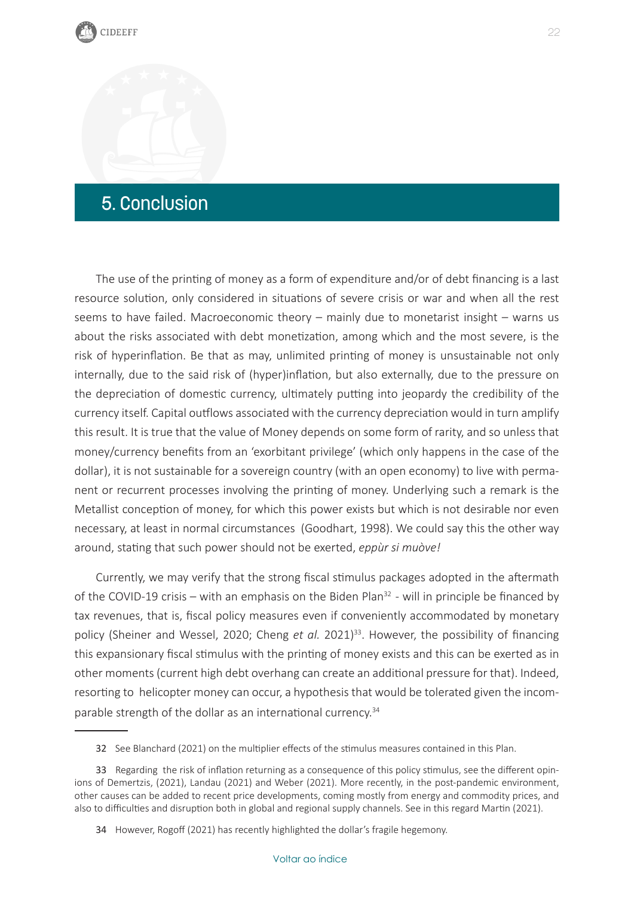## 5. Conclusion

The use of the printing of money as a form of expenditure and/or of debt financing is a last resource solution, only considered in situations of severe crisis or war and when all the rest seems to have failed. Macroeconomic theory – mainly due to monetarist insight – warns us about the risks associated with debt monetization, among which and the most severe, is the risk of hyperinflation. Be that as may, unlimited printing of money is unsustainable not only internally, due to the said risk of (hyper)inflation, but also externally, due to the pressure on the depreciation of domestic currency, ultimately putting into jeopardy the credibility of the currency itself. Capital outflows associated with the currency depreciation would in turn amplify this result. It is true that the value of Money depends on some form of rarity, and so unless that money/currency benefits from an 'exorbitant privilege' (which only happens in the case of the dollar), it is not sustainable for a sovereign country (with an open economy) to live with permanent or recurrent processes involving the printing of money. Underlying such a remark is the Metallist conception of money, for which this power exists but which is not desirable nor even necessary, at least in normal circumstances (Goodhart, 1998). We could say this the other way around, stating that such power should not be exerted, *eppùr si muòve!*

Currently, we may verify that the strong fiscal stimulus packages adopted in the aftermath of the COVID-19 crisis – with an emphasis on the Biden Plan[32] - will in principle be financed by tax revenues, that is, fiscal policy measures even if conveniently accommodated by monetary policy (Sheiner and Wessel, 2020; Cheng *et al.* 2021)[33]. However, the possibility of financing this expansionary fiscal stimulus with the printing of money exists and this can be exerted as in other moments (current high debt overhang can create an additional pressure for that). Indeed, resorting to helicopter money can occur, a hypothesis that would be tolerated given the incomparable strength of the dollar as an international currency.[34]

---

32 See Blanchard (2021) on the multiplier effects of the stimulus measures contained in this Plan.

33 Regarding the risk of inflation returning as a consequence of this policy stimulus, see the different opinions of Demertzis, (2021), Landau (2021) and Weber (2021). More recently, in the post-pandemic environment, other causes can be added to recent price developments, coming mostly from energy and commodity prices, and also to difficulties and disruption both in global and regional supply channels. See in this regard Martin (2021).

34 However, Rogoff (2021) has recently highlighted the dollar's fragile hegemony.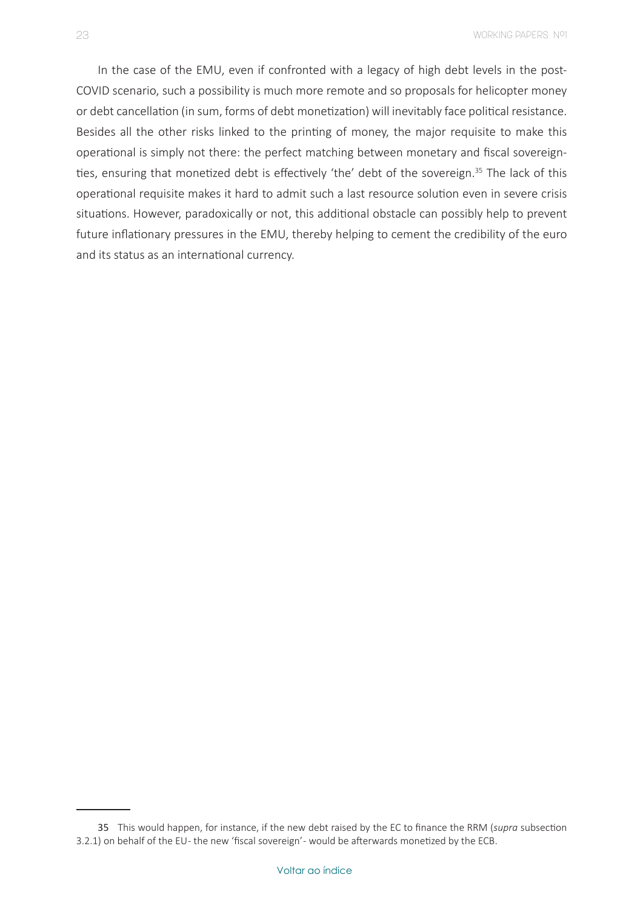In the case of the EMU, even if confronted with a legacy of high debt levels in the post-COVID scenario, such a possibility is much more remote and so proposals for helicopter money or debt cancellation (in sum, forms of debt monetization) will inevitably face political resistance. Besides all the other risks linked to the printing of money, the major requisite to make this operational is simply not there: the perfect matching between monetary and fiscal sovereignties, ensuring that monetized debt is effectively 'the' debt of the sovereign.[35] The lack of this operational requisite makes it hard to admit such a last resource solution even in severe crisis situations. However, paradoxically or not, this additional obstacle can possibly help to prevent future inflationary pressures in the EMU, thereby helping to cement the credibility of the euro and its status as an international currency.

---

35 This would happen, for instance, if the new debt raised by the EC to finance the RRM (*supra* subsection 3.2.1) on behalf of the EU- the new 'fiscal sovereign'- would be afterwards monetized by the ECB.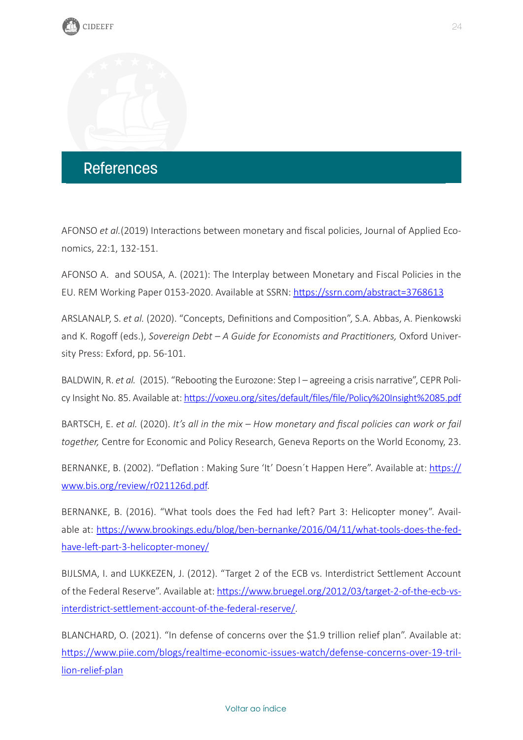## References

AFONSO *et al.*(2019) Interactions between monetary and fiscal policies, Journal of Applied Economics, 22:1, 132-151.

AFONSO A. and SOUSA, A. (2021): The Interplay between Monetary and Fiscal Policies in the EU. REM Working Paper 0153-2020. Available at SSRN: https://ssrn.com/abstract=3768613

ARSLANALP, S. *et al.* (2020). "Concepts, Definitions and Composition", S.A. Abbas, A. Pienkowski and K. Rogoff (eds.), *Sovereign Debt – A Guide for Economists and Practitioners,* Oxford University Press: Exford, pp. 56-101.

BALDWIN, R. *et al.* (2015). "Rebooting the Eurozone: Step I – agreeing a crisis narrative", CEPR Policy Insight No. 85. Available at: https://voxeu.org/sites/default/files/file/Policy%20Insight%2085.pdf

BARTSCH, E. *et al.* (2020). *It's all in the mix – How monetary and fiscal policies can work or fail together,* Centre for Economic and Policy Research, Geneva Reports on the World Economy, 23.

BERNANKE, B. (2002). "Deflation : Making Sure 'It' Doesn´t Happen Here". Available at: https://www.bis.org/review/r021126d.pdf.

BERNANKE, B. (2016). "What tools does the Fed had left? Part 3: Helicopter money". Available at: https://www.brookings.edu/blog/ben-bernanke/2016/04/11/what-tools-does-the-fed-have-left-part-3-helicopter-money/

BIJLSMA, I. and LUKKEZEN, J. (2012). "Target 2 of the ECB vs. Interdistrict Settlement Account of the Federal Reserve". Available at: https://www.bruegel.org/2012/03/target-2-of-the-ecb-vs-interdistrict-settlement-account-of-the-federal-reserve/.

BLANCHARD, O. (2021). "In defense of concerns over the $1.9 trillion relief plan". Available at: https://www.piie.com/blogs/realtime-economic-issues-watch/defense-concerns-over-19-trillion-relief-plan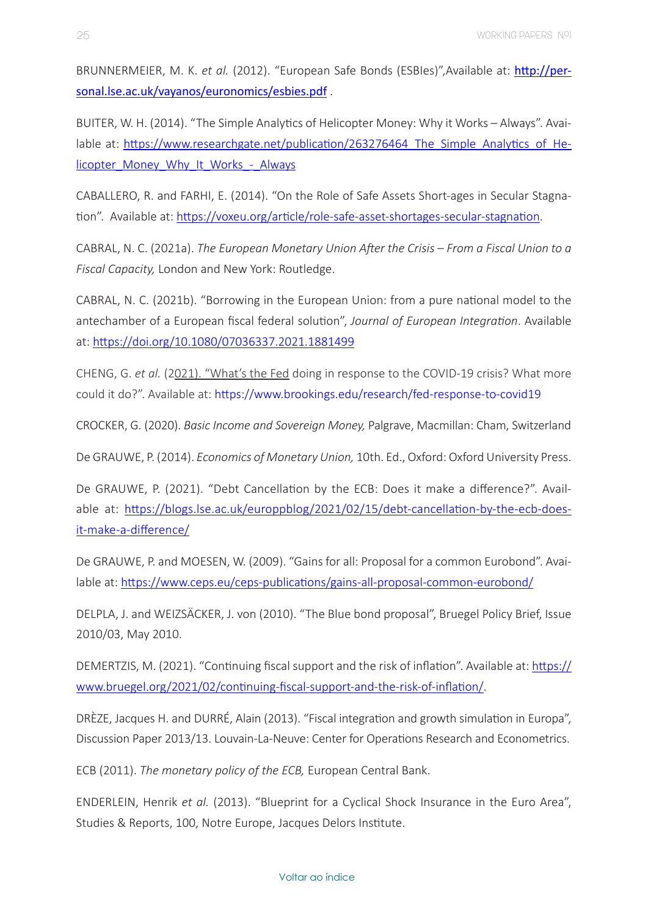BRUNNERMEIER, M. K. *et al.* (2012). "European Safe Bonds (ESBIes)",Available at: http://personal.lse.ac.uk/vayanos/euronomics/esbies.pdf .

BUITER, W. H. (2014). "The Simple Analytics of Helicopter Money: Why it Works – Always". Available at: https://www.researchgate.net/publication/263276464_The_Simple_Analytics_of_Helicopter_Money_Why_It_Works_-_Always

CABALLERO, R. and FARHI, E. (2014). "On the Role of Safe Assets Short-ages in Secular Stagnation". Available at: https://voxeu.org/article/role-safe-asset-shortages-secular-stagnation.

CABRAL, N. C. (2021a). *The European Monetary Union After the Crisis – From a Fiscal Union to a Fiscal Capacity,* London and New York: Routledge.

CABRAL, N. C. (2021b). "Borrowing in the European Union: from a pure national model to the antechamber of a European fiscal federal solution", *Journal of European Integration*. Available at: https://doi.org/10.1080/07036337.2021.1881499

CHENG, G. *et al.* (2021). "What's the Fed doing in response to the COVID-19 crisis? What more could it do?". Available at: https://www.brookings.edu/research/fed-response-to-covid19

CROCKER, G. (2020). *Basic Income and Sovereign Money,* Palgrave, Macmillan: Cham, Switzerland

De GRAUWE, P. (2014). *Economics of Monetary Union,* 10th. Ed., Oxford: Oxford University Press.

De GRAUWE, P. (2021). "Debt Cancellation by the ECB: Does it make a difference?". Available at: https://blogs.lse.ac.uk/europpblog/2021/02/15/debt-cancellation-by-the-ecb-does-it-make-a-difference/

De GRAUWE, P. and MOESEN, W. (2009). "Gains for all: Proposal for a common Eurobond". Available at: https://www.ceps.eu/ceps-publications/gains-all-proposal-common-eurobond/

DELPLA, J. and WEIZSÄCKER, J. von (2010). "The Blue bond proposal", Bruegel Policy Brief, Issue 2010/03, May 2010.

DEMERTZIS, M. (2021). "Continuing fiscal support and the risk of inflation". Available at: https://www.bruegel.org/2021/02/continuing-fiscal-support-and-the-risk-of-inflation/.

DRÈZE, Jacques H. and DURRÉ, Alain (2013). "Fiscal integration and growth simulation in Europa", Discussion Paper 2013/13. Louvain-La-Neuve: Center for Operations Research and Econometrics.

ECB (2011). *The monetary policy of the ECB,* European Central Bank.

ENDERLEIN, Henrik *et al.* (2013). "Blueprint for a Cyclical Shock Insurance in the Euro Area", Studies & Reports, 100, Notre Europe, Jacques Delors Institute.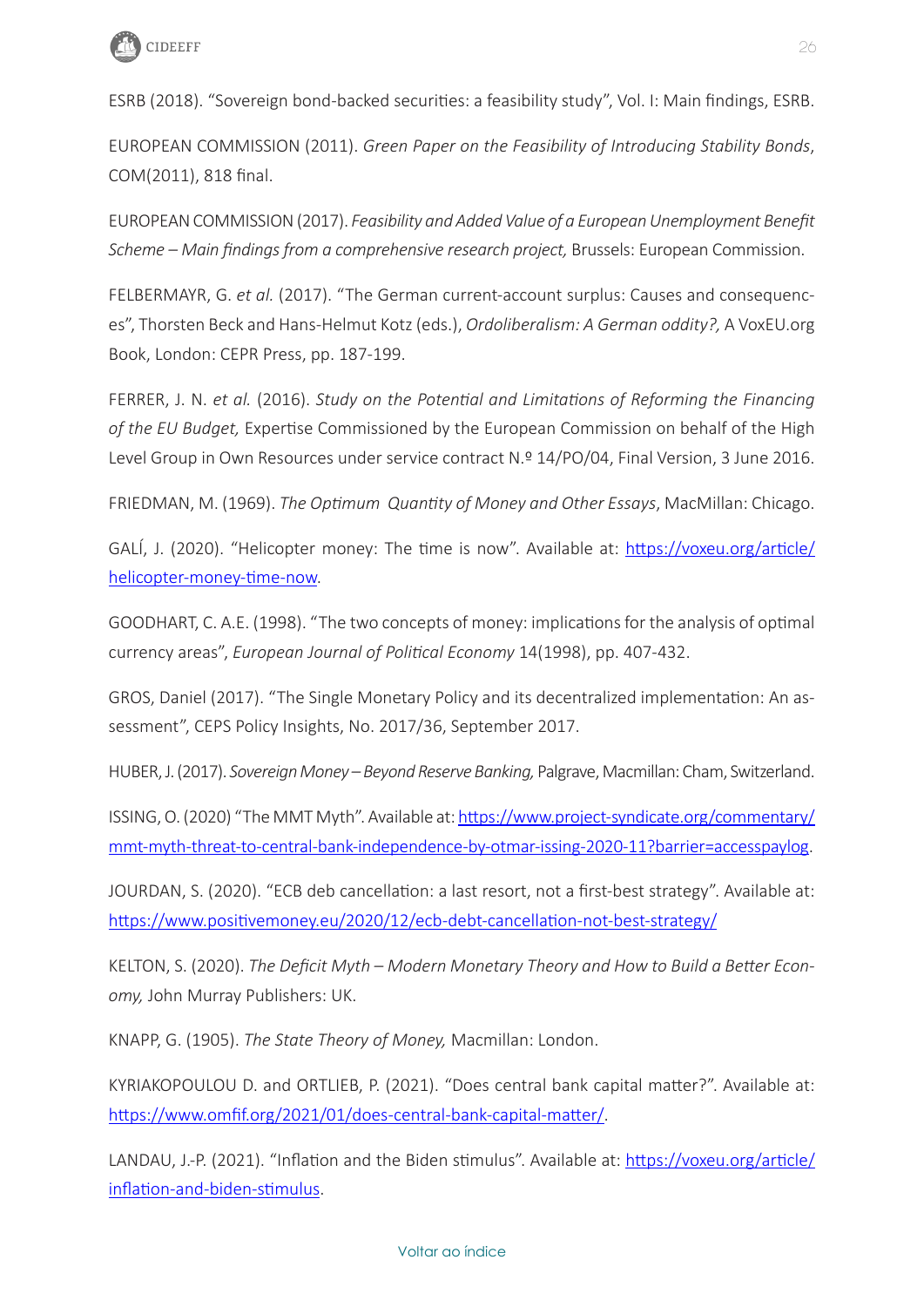ESRB (2018). "Sovereign bond-backed securities: a feasibility study", Vol. I: Main findings, ESRB.

EUROPEAN COMMISSION (2011). *Green Paper on the Feasibility of Introducing Stability Bonds*, COM(2011), 818 final.

EUROPEAN COMMISSION (2017). *Feasibility and Added Value of a European Unemployment Benefit Scheme – Main findings from a comprehensive research project,* Brussels: European Commission.

FELBERMAYR, G. *et al.* (2017). "The German current-account surplus: Causes and consequences", Thorsten Beck and Hans-Helmut Kotz (eds.), *Ordoliberalism: A German oddity?,* A VoxEU.org Book, London: CEPR Press, pp. 187-199.

FERRER, J. N. *et al.* (2016). *Study on the Potential and Limitations of Reforming the Financing of the EU Budget,* Expertise Commissioned by the European Commission on behalf of the High Level Group in Own Resources under service contract N.º 14/PO/04, Final Version, 3 June 2016.

FRIEDMAN, M. (1969). *The Optimum Quantity of Money and Other Essays*, MacMillan: Chicago.

GALÍ, J. (2020). "Helicopter money: The time is now". Available at: [https://voxeu.org/article/helicopter-money-time-now](https://voxeu.org/article/helicopter-money-time-now).

GOODHART, C. A.E. (1998). "The two concepts of money: implications for the analysis of optimal currency areas", *European Journal of Political Economy* 14(1998), pp. 407-432.

GROS, Daniel (2017). "The Single Monetary Policy and its decentralized implementation: An assessment", CEPS Policy Insights, No. 2017/36, September 2017.

HUBER, J. (2017). *Sovereign Money – Beyond Reserve Banking,* Palgrave, Macmillan: Cham, Switzerland.

ISSING, O. (2020) "The MMT Myth". Available at: [https://www.project-syndicate.org/commentary/mmt-myth-threat-to-central-bank-independence-by-otmar-issing-2020-11?barrier=accesspaylog](https://www.project-syndicate.org/commentary/mmt-myth-threat-to-central-bank-independence-by-otmar-issing-2020-11?barrier=accesspaylog).

JOURDAN, S. (2020). "ECB deb cancellation: a last resort, not a first-best strategy". Available at: [https://www.positivemoney.eu/2020/12/ecb-debt-cancellation-not-best-strategy/](https://www.positivemoney.eu/2020/12/ecb-debt-cancellation-not-best-strategy/)

KELTON, S. (2020). *The Deficit Myth – Modern Monetary Theory and How to Build a Better Economy,* John Murray Publishers: UK.

KNAPP, G. (1905). *The State Theory of Money,* Macmillan: London.

KYRIAKOPOULOU D. and ORTLIEB, P. (2021). "Does central bank capital matter?". Available at: [https://www.omfif.org/2021/01/does-central-bank-capital-matter/](https://www.omfif.org/2021/01/does-central-bank-capital-matter/).

LANDAU, J.-P. (2021). "Inflation and the Biden stimulus". Available at: [https://voxeu.org/article/inflation-and-biden-stimulus](https://voxeu.org/article/inflation-and-biden-stimulus).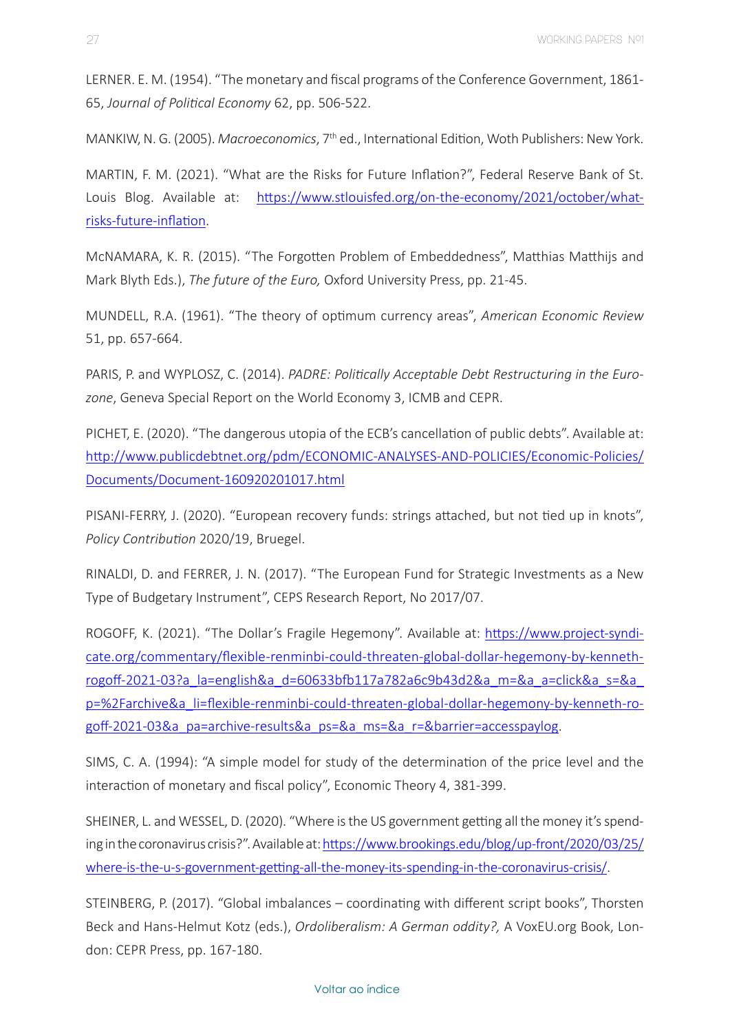LERNER. E. M. (1954). “The monetary and fiscal programs of the Conference Government, 1861-65, *Journal of Political Economy* 62, pp. 506-522.

MANKIW, N. G. (2005). *Macroeconomics*, 7th ed., International Edition, Woth Publishers: New York.

MARTIN, F. M. (2021). “What are the Risks for Future Inflation?”, Federal Reserve Bank of St. Louis Blog. Available at: [https://www.stlouisfed.org/on-the-economy/2021/october/what-risks-future-inflation](https://www.stlouisfed.org/on-the-economy/2021/october/what-risks-future-inflation).

McNAMARA, K. R. (2015). “The Forgotten Problem of Embeddedness”, Matthias Matthijs and Mark Blyth Eds.), *The future of the Euro,* Oxford University Press, pp. 21-45.

MUNDELL, R.A. (1961). “The theory of optimum currency areas”, *American Economic Review* 51, pp. 657-664.

PARIS, P. and WYPLOSZ, C. (2014). *PADRE: Politically Acceptable Debt Restructuring in the Eurozone*, Geneva Special Report on the World Economy 3, ICMB and CEPR.

PICHET, E. (2020). “The dangerous utopia of the ECB’s cancellation of public debts”. Available at: [http://www.publicdebtnet.org/pdm/ECONOMIC-ANALYSES-AND-POLICIES/Economic-Policies/Documents/Document-160920201017.html](http://www.publicdebtnet.org/pdm/ECONOMIC-ANALYSES-AND-POLICIES/Economic-Policies/Documents/Document-160920201017.html)

PISANI-FERRY, J. (2020). “European recovery funds: strings attached, but not tied up in knots”, *Policy Contribution* 2020/19, Bruegel.

RINALDI, D. and FERRER, J. N. (2017). “The European Fund for Strategic Investments as a New Type of Budgetary Instrument”, CEPS Research Report, No 2017/07.

ROGOFF, K. (2021). “The Dollar’s Fragile Hegemony”. Available at: [https://www.project-syndicate.org/commentary/flexible-renminbi-could-threaten-global-dollar-hegemony-by-kenneth-rogoff-2021-03?a_la=english&a_d=60633bfb117a782a6c9b43d2&a_m=&a_a=click&a_s=&a_p=%2Farchive&a_li=flexible-renminbi-could-threaten-global-dollar-hegemony-by-kenneth-rogoff-2021-03&a_pa=archive-results&a_ps=&a_ms=&a_r=&barrier=accesspaylog](https://www.project-syndicate.org/commentary/flexible-renminbi-could-threaten-global-dollar-hegemony-by-kenneth-rogoff-2021-03?a_la=english&a_d=60633bfb117a782a6c9b43d2&a_m=&a_a=click&a_s=&a_p=%2Farchive&a_li=flexible-renminbi-could-threaten-global-dollar-hegemony-by-kenneth-rogoff-2021-03&a_pa=archive-results&a_ps=&a_ms=&a_r=&barrier=accesspaylog).

SIMS, C. A. (1994): “A simple model for study of the determination of the price level and the interaction of monetary and fiscal policy”, Economic Theory 4, 381-399.

SHEINER, L. and WESSEL, D. (2020). “Where is the US government getting all the money it’s spending in the coronavirus crisis?”. Available at: [https://www.brookings.edu/blog/up-front/2020/03/25/where-is-the-u-s-government-getting-all-the-money-its-spending-in-the-coronavirus-crisis/](https://www.brookings.edu/blog/up-front/2020/03/25/where-is-the-u-s-government-getting-all-the-money-its-spending-in-the-coronavirus-crisis/).

STEINBERG, P. (2017). “Global imbalances – coordinating with different script books”, Thorsten Beck and Hans-Helmut Kotz (eds.), *Ordoliberalism: A German oddity?,* A VoxEU.org Book, London: CEPR Press, pp. 167-180.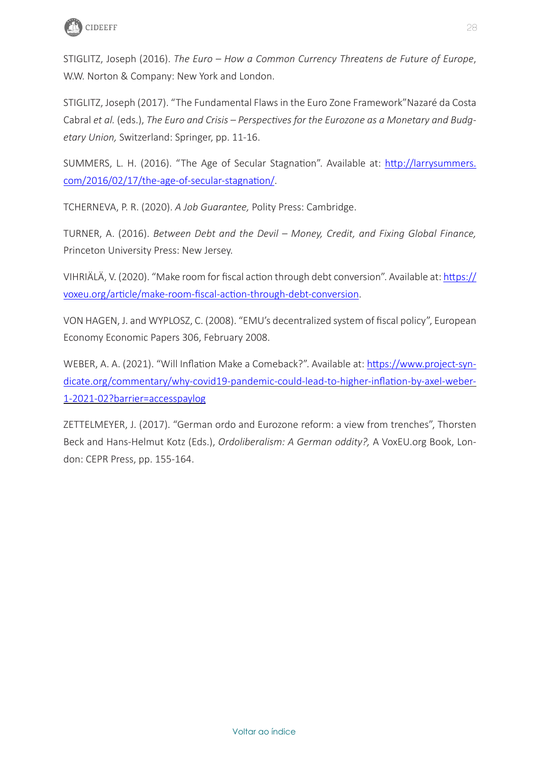STIGLITZ, Joseph (2016). *The Euro – How a Common Currency Threatens de Future of Europe*, W.W. Norton & Company: New York and London.

STIGLITZ, Joseph (2017). "The Fundamental Flaws in the Euro Zone Framework"Nazaré da Costa Cabral *et al.* (eds.), *The Euro and Crisis – Perspectives for the Eurozone as a Monetary and Budgetary Union,* Switzerland: Springer, pp. 11-16.

SUMMERS, L. H. (2016). "The Age of Secular Stagnation". Available at: [http://larrysummers.com/2016/02/17/the-age-of-secular-stagnation/](http://larrysummers.com/2016/02/17/the-age-of-secular-stagnation/).

TCHERNEVA, P. R. (2020). *A Job Guarantee,* Polity Press: Cambridge.

TURNER, A. (2016). *Between Debt and the Devil – Money, Credit, and Fixing Global Finance,* Princeton University Press: New Jersey.

VIHRIÄLÄ, V. (2020). "Make room for fiscal action through debt conversion". Available at: [https://voxeu.org/article/make-room-fiscal-action-through-debt-conversion](https://voxeu.org/article/make-room-fiscal-action-through-debt-conversion).

VON HAGEN, J. and WYPLOSZ, C. (2008). "EMU's decentralized system of fiscal policy", European Economy Economic Papers 306, February 2008.

WEBER, A. A. (2021). "Will Inflation Make a Comeback?". Available at: [https://www.project-syndicate.org/commentary/why-covid19-pandemic-could-lead-to-higher-inflation-by-axel-weber-1-2021-02?barrier=accesspaylog](https://www.project-syndicate.org/commentary/why-covid19-pandemic-could-lead-to-higher-inflation-by-axel-weber-1-2021-02?barrier=accesspaylog)

ZETTELMEYER, J. (2017). "German ordo and Eurozone reform: a view from trenches", Thorsten Beck and Hans-Helmut Kotz (Eds.), *Ordoliberalism: A German oddity?,* A VoxEU.org Book, London: CEPR Press, pp. 155-164.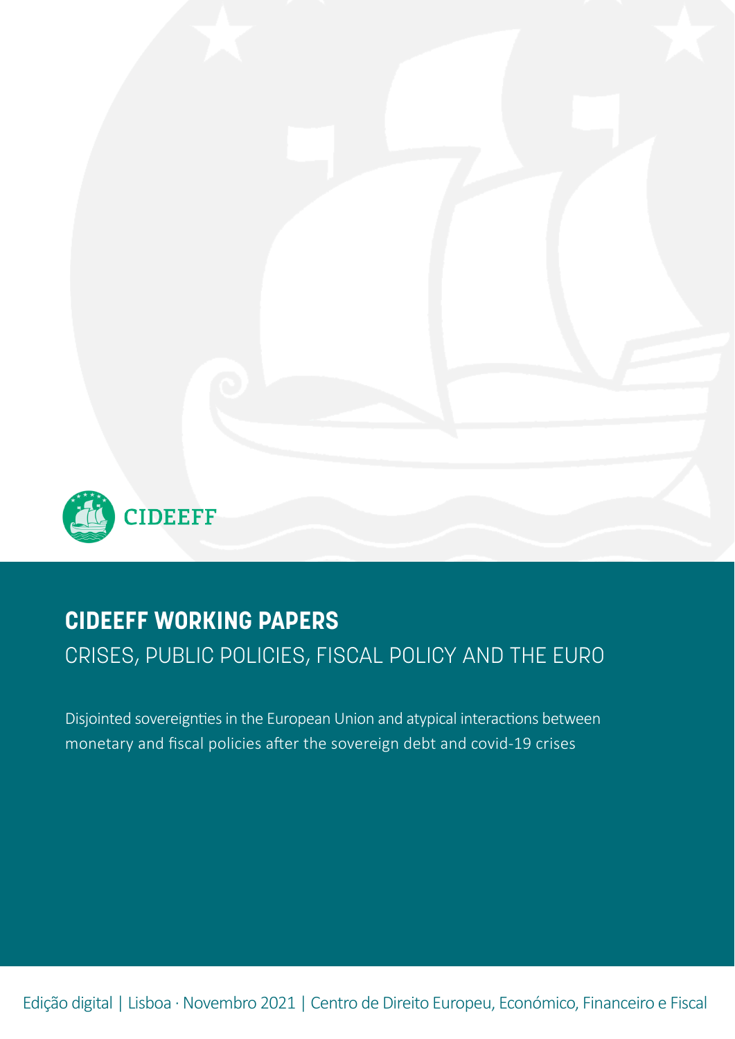CIDEEFF

**CIDEEFF WORKING PAPERS**

CRISES, PUBLIC POLICIES, FISCAL POLICY AND THE EURO

Disjointed sovereignties in the European Union and atypical interactions between monetary and fiscal policies after the sovereign debt and covid-19 crises

Edição digital | Lisboa · Novembro 2021 | Centro de Direito Europeu, Económico, Financeiro e Fiscal